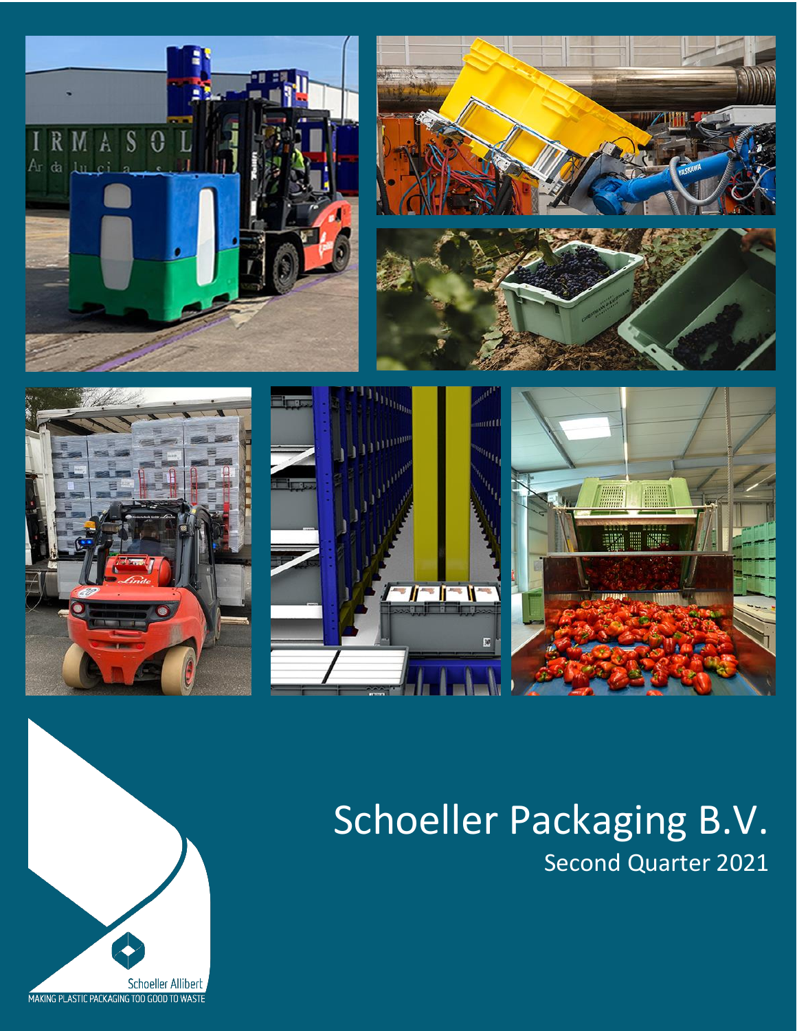# Schoeller Packaging B.V.

## Second Quarter 2021

Schoeller Allibert

MAKING PLASTIC PACKAGING TOO GOOD TO WASTE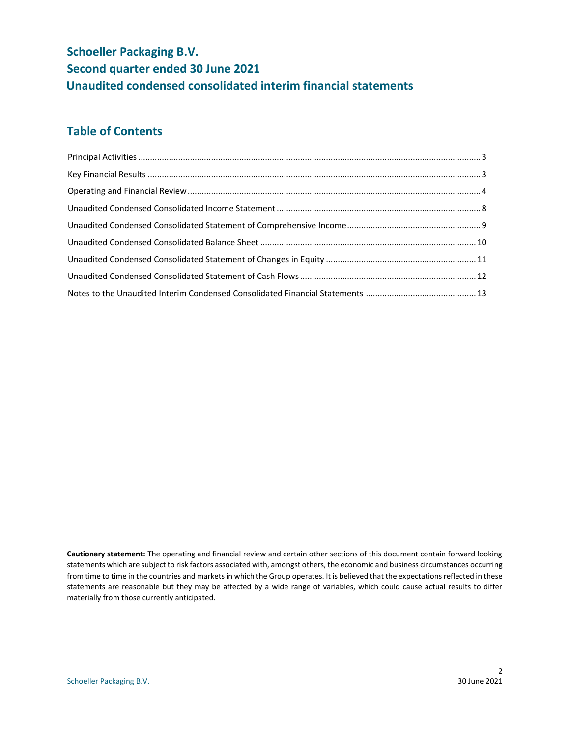# Schoeller Packaging B.V.
# Second quarter ended 30 June 2021
# Unaudited condensed consolidated interim financial statements

## Table of Contents

| | |
|---|---|
| Principal Activities | 3 |
| Key Financial Results | 3 |
| Operating and Financial Review | 4 |
| Unaudited Condensed Consolidated Income Statement | 8 |
| Unaudited Condensed Consolidated Statement of Comprehensive Income | 9 |
| Unaudited Condensed Consolidated Balance Sheet | 10 |
| Unaudited Condensed Consolidated Statement of Changes in Equity | 11 |
| Unaudited Condensed Consolidated Statement of Cash Flows | 12 |
| Notes to the Unaudited Interim Condensed Consolidated Financial Statements | 13 |

**Cautionary statement:** The operating and financial review and certain other sections of this document contain forward looking statements which are subject to risk factors associated with, amongst others, the economic and business circumstances occurring from time to time in the countries and markets in which the Group operates. It is believed that the expectations reflected in these statements are reasonable but they may be affected by a wide range of variables, which could cause actual results to differ materially from those currently anticipated.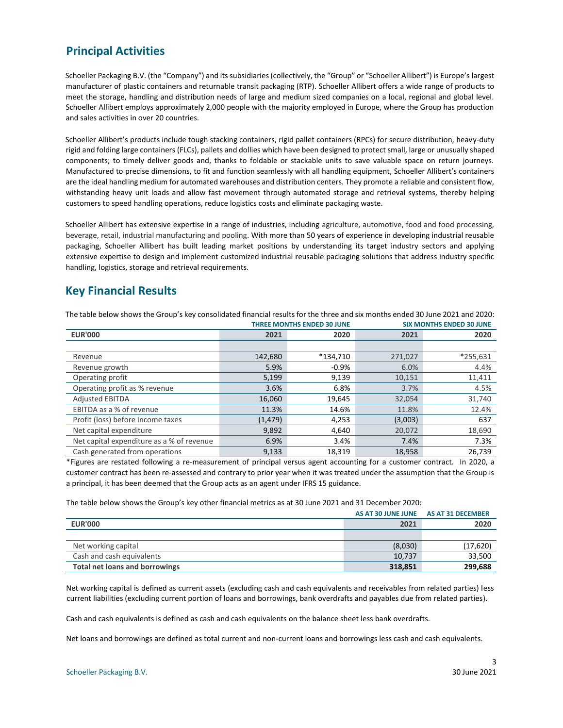## Principal Activities

Schoeller Packaging B.V. (the "Company") and its subsidiaries (collectively, the "Group" or "Schoeller Allibert") is Europe's largest manufacturer of plastic containers and returnable transit packaging (RTP). Schoeller Allibert offers a wide range of products to meet the storage, handling and distribution needs of large and medium sized companies on a local, regional and global level. Schoeller Allibert employs approximately 2,000 people with the majority employed in Europe, where the Group has production and sales activities in over 20 countries.

Schoeller Allibert's products include tough stacking containers, rigid pallet containers (RPCs) for secure distribution, heavy-duty rigid and folding large containers (FLCs), pallets and dollies which have been designed to protect small, large or unusually shaped components; to timely deliver goods and, thanks to foldable or stackable units to save valuable space on return journeys. Manufactured to precise dimensions, to fit and function seamlessly with all handling equipment, Schoeller Allibert's containers are the ideal handling medium for automated warehouses and distribution centers. They promote a reliable and consistent flow, withstanding heavy unit loads and allow fast movement through automated storage and retrieval systems, thereby helping customers to speed handling operations, reduce logistics costs and eliminate packaging waste.

Schoeller Allibert has extensive expertise in a range of industries, including agriculture, automotive, food and food processing, beverage, retail, industrial manufacturing and pooling. With more than 50 years of experience in developing industrial reusable packaging, Schoeller Allibert has built leading market positions by understanding its target industry sectors and applying extensive expertise to design and implement customized industrial reusable packaging solutions that address industry specific handling, logistics, storage and retrieval requirements.

## Key Financial Results

The table below shows the Group's key consolidated financial results for the three and six months ended 30 June 2021 and 2020:

| | THREE MONTHS ENDED 30 JUNE | | SIX MONTHS ENDED 30 JUNE | |
|---|---|---|---|---|
| **EUR'000** | **2021** | **2020** | **2021** | **2020** |
| Revenue | 142,680 | *134,710 | 271,027 | *255,631 |
| Revenue growth | 5.9% | -0.9% | 6.0% | 4.4% |
| Operating profit | 5,199 | 9,139 | 10,151 | 11,411 |
| Operating profit as % revenue | 3.6% | 6.8% | 3.7% | 4.5% |
| Adjusted EBITDA | 16,060 | 19,645 | 32,054 | 31,740 |
| EBITDA as a % of revenue | 11.3% | 14.6% | 11.8% | 12.4% |
| Profit (loss) before income taxes | (1,479) | 4,253 | (3,003) | 637 |
| Net capital expenditure | 9,892 | 4,640 | 20,072 | 18,690 |
| Net capital expenditure as a % of revenue | 6.9% | 3.4% | 7.4% | 7.3% |
| Cash generated from operations | 9,133 | 18,319 | 18,958 | 26,739 |

*Figures are restated following a re-measurement of principal versus agent accounting for a customer contract. In 2020, a customer contract has been re-assessed and contrary to prior year when it was treated under the assumption that the Group is a principal, it has been deemed that the Group acts as an agent under IFRS 15 guidance.

The table below shows the Group's key other financial metrics as at 30 June 2021 and 31 December 2020:

| | AS AT 30 JUNE JUNE | AS AT 31 DECEMBER |
|---|---|---|
| **EUR'000** | **2021** | **2020** |
| Net working capital | (8,030) | (17,620) |
| Cash and cash equivalents | 10,737 | 33,500 |
| **Total net loans and borrowings** | **318,851** | **299,688** |

Net working capital is defined as current assets (excluding cash and cash equivalents and receivables from related parties) less current liabilities (excluding current portion of loans and borrowings, bank overdrafts and payables due from related parties).

Cash and cash equivalents is defined as cash and cash equivalents on the balance sheet less bank overdrafts.

Net loans and borrowings are defined as total current and non-current loans and borrowings less cash and cash equivalents.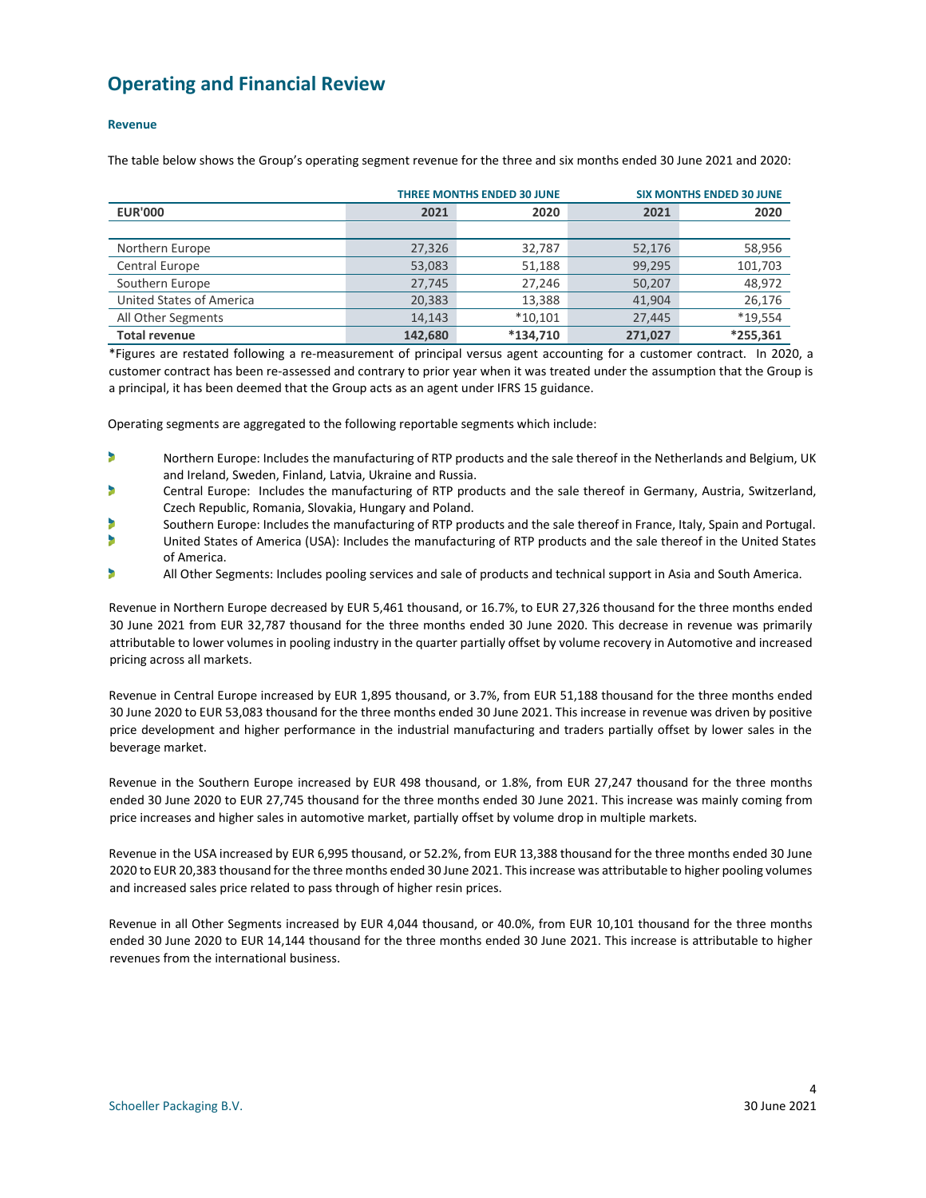# Operating and Financial Review

### Revenue

The table below shows the Group's operating segment revenue for the three and six months ended 30 June 2021 and 2020:

| | THREE MONTHS ENDED 30 JUNE | | SIX MONTHS ENDED 30 JUNE | |
|---|---|---|---|---|
| **EUR'000** | **2021** | **2020** | **2021** | **2020** |
| | | | | |
| Northern Europe | 27,326 | 32,787 | 52,176 | 58,956 |
| Central Europe | 53,083 | 51,188 | 99,295 | 101,703 |
| Southern Europe | 27,745 | 27,246 | 50,207 | 48,972 |
| United States of America | 20,383 | 13,388 | 41,904 | 26,176 |
| All Other Segments | 14,143 | *10,101 | 27,445 | *19,554 |
| **Total revenue** | **142,680** | **\*134,710** | **271,027** | **\*255,361** |

*Figures are restated following a re-measurement of principal versus agent accounting for a customer contract. In 2020, a customer contract has been re-assessed and contrary to prior year when it was treated under the assumption that the Group is a principal, it has been deemed that the Group acts as an agent under IFRS 15 guidance.

Operating segments are aggregated to the following reportable segments which include:

- Northern Europe: Includes the manufacturing of RTP products and the sale thereof in the Netherlands and Belgium, UK and Ireland, Sweden, Finland, Latvia, Ukraine and Russia.
- Central Europe: Includes the manufacturing of RTP products and the sale thereof in Germany, Austria, Switzerland, Czech Republic, Romania, Slovakia, Hungary and Poland.
- Southern Europe: Includes the manufacturing of RTP products and the sale thereof in France, Italy, Spain and Portugal.
- United States of America (USA): Includes the manufacturing of RTP products and the sale thereof in the United States of America.
- All Other Segments: Includes pooling services and sale of products and technical support in Asia and South America.

Revenue in Northern Europe decreased by EUR 5,461 thousand, or 16.7%, to EUR 27,326 thousand for the three months ended 30 June 2021 from EUR 32,787 thousand for the three months ended 30 June 2020. This decrease in revenue was primarily attributable to lower volumes in pooling industry in the quarter partially offset by volume recovery in Automotive and increased pricing across all markets.

Revenue in Central Europe increased by EUR 1,895 thousand, or 3.7%, from EUR 51,188 thousand for the three months ended 30 June 2020 to EUR 53,083 thousand for the three months ended 30 June 2021. This increase in revenue was driven by positive price development and higher performance in the industrial manufacturing and traders partially offset by lower sales in the beverage market.

Revenue in the Southern Europe increased by EUR 498 thousand, or 1.8%, from EUR 27,247 thousand for the three months ended 30 June 2020 to EUR 27,745 thousand for the three months ended 30 June 2021. This increase was mainly coming from price increases and higher sales in automotive market, partially offset by volume drop in multiple markets.

Revenue in the USA increased by EUR 6,995 thousand, or 52.2%, from EUR 13,388 thousand for the three months ended 30 June 2020 to EUR 20,383 thousand for the three months ended 30 June 2021. This increase was attributable to higher pooling volumes and increased sales price related to pass through of higher resin prices.

Revenue in all Other Segments increased by EUR 4,044 thousand, or 40.0%, from EUR 10,101 thousand for the three months ended 30 June 2020 to EUR 14,144 thousand for the three months ended 30 June 2021. This increase is attributable to higher revenues from the international business.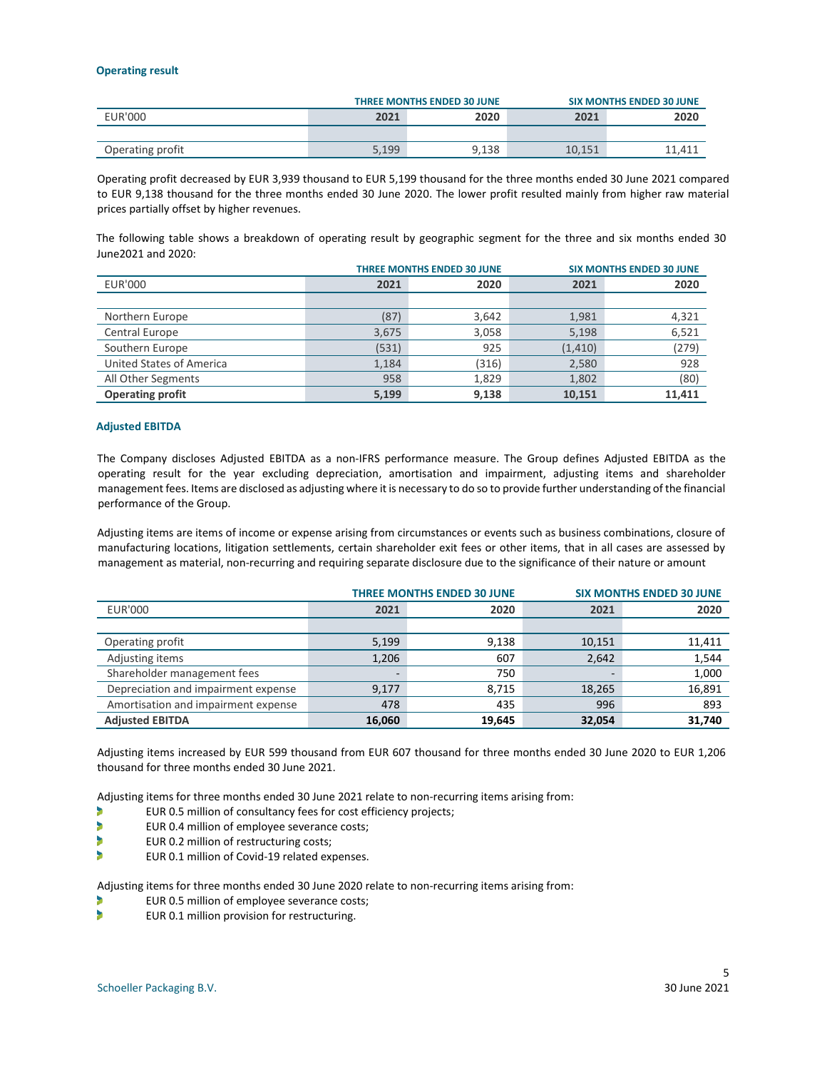### Operating result

| | THREE MONTHS ENDED 30 JUNE | | SIX MONTHS ENDED 30 JUNE | |
|---|---|---|---|---|
| EUR'000 | 2021 | 2020 | 2021 | 2020 |
| | | | | |
| Operating profit | 5,199 | 9,138 | 10,151 | 11,411 |

Operating profit decreased by EUR 3,939 thousand to EUR 5,199 thousand for the three months ended 30 June 2021 compared to EUR 9,138 thousand for the three months ended 30 June 2020. The lower profit resulted mainly from higher raw material prices partially offset by higher revenues.

The following table shows a breakdown of operating result by geographic segment for the three and six months ended 30 June2021 and 2020:

| | THREE MONTHS ENDED 30 JUNE | | SIX MONTHS ENDED 30 JUNE | |
|---|---|---|---|---|
| EUR'000 | 2021 | 2020 | 2021 | 2020 |
| | | | | |
| Northern Europe | (87) | 3,642 | 1,981 | 4,321 |
| Central Europe | 3,675 | 3,058 | 5,198 | 6,521 |
| Southern Europe | (531) | 925 | (1,410) | (279) |
| United States of America | 1,184 | (316) | 2,580 | 928 |
| All Other Segments | 958 | 1,829 | 1,802 | (80) |
| **Operating profit** | **5,199** | **9,138** | **10,151** | **11,411** |

### Adjusted EBITDA

The Company discloses Adjusted EBITDA as a non-IFRS performance measure. The Group defines Adjusted EBITDA as the operating result for the year excluding depreciation, amortisation and impairment, adjusting items and shareholder management fees. Items are disclosed as adjusting where it is necessary to do so to provide further understanding of the financial performance of the Group.

Adjusting items are items of income or expense arising from circumstances or events such as business combinations, closure of manufacturing locations, litigation settlements, certain shareholder exit fees or other items, that in all cases are assessed by management as material, non-recurring and requiring separate disclosure due to the significance of their nature or amount

| | THREE MONTHS ENDED 30 JUNE | | SIX MONTHS ENDED 30 JUNE | |
|---|---|---|---|---|
| EUR'000 | 2021 | 2020 | 2021 | 2020 |
| | | | | |
| Operating profit | 5,199 | 9,138 | 10,151 | 11,411 |
| Adjusting items | 1,206 | 607 | 2,642 | 1,544 |
| Shareholder management fees | - | 750 | - | 1,000 |
| Depreciation and impairment expense | 9,177 | 8,715 | 18,265 | 16,891 |
| Amortisation and impairment expense | 478 | 435 | 996 | 893 |
| **Adjusted EBITDA** | **16,060** | **19,645** | **32,054** | **31,740** |

Adjusting items increased by EUR 599 thousand from EUR 607 thousand for three months ended 30 June 2020 to EUR 1,206 thousand for three months ended 30 June 2021.

Adjusting items for three months ended 30 June 2021 relate to non-recurring items arising from:

- EUR 0.5 million of consultancy fees for cost efficiency projects;
- EUR 0.4 million of employee severance costs;
- EUR 0.2 million of restructuring costs;
- EUR 0.1 million of Covid-19 related expenses.

Adjusting items for three months ended 30 June 2020 relate to non-recurring items arising from:

- EUR 0.5 million of employee severance costs;
- EUR 0.1 million provision for restructuring.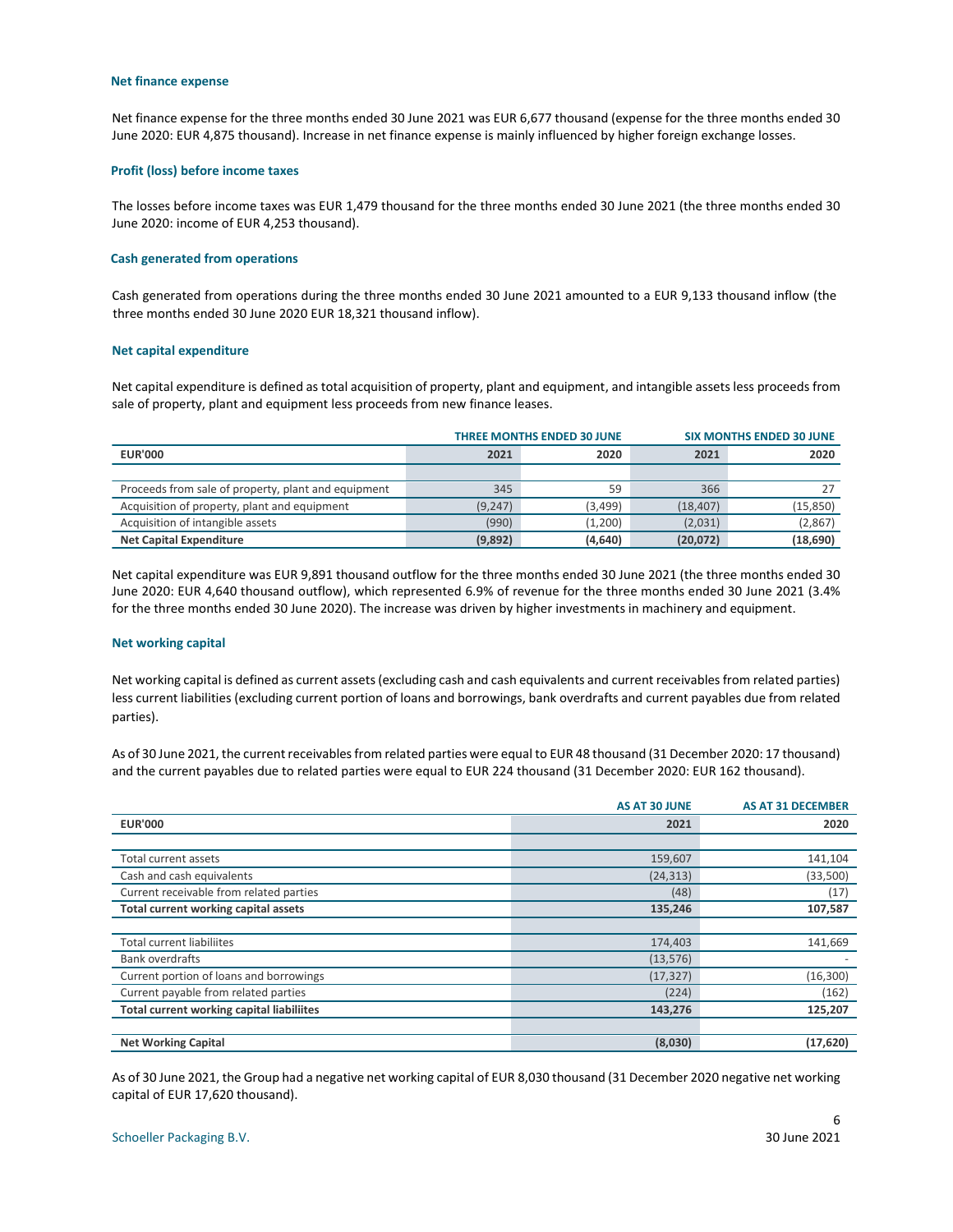### Net finance expense

Net finance expense for the three months ended 30 June 2021 was EUR 6,677 thousand (expense for the three months ended 30 June 2020: EUR 4,875 thousand). Increase in net finance expense is mainly influenced by higher foreign exchange losses.

### Profit (loss) before income taxes

The losses before income taxes was EUR 1,479 thousand for the three months ended 30 June 2021 (the three months ended 30 June 2020: income of EUR 4,253 thousand).

### Cash generated from operations

Cash generated from operations during the three months ended 30 June 2021 amounted to a EUR 9,133 thousand inflow (the three months ended 30 June 2020 EUR 18,321 thousand inflow).

### Net capital expenditure

Net capital expenditure is defined as total acquisition of property, plant and equipment, and intangible assets less proceeds from sale of property, plant and equipment less proceeds from new finance leases.

| | THREE MONTHS ENDED 30 JUNE | | SIX MONTHS ENDED 30 JUNE | |
|---|---|---|---|---|
| **EUR'000** | **2021** | **2020** | **2021** | **2020** |
| Proceeds from sale of property, plant and equipment | 345 | 59 | 366 | 27 |
| Acquisition of property, plant and equipment | (9,247) | (3,499) | (18,407) | (15,850) |
| Acquisition of intangible assets | (990) | (1,200) | (2,031) | (2,867) |
| **Net Capital Expenditure** | **(9,892)** | **(4,640)** | **(20,072)** | **(18,690)** |

Net capital expenditure was EUR 9,891 thousand outflow for the three months ended 30 June 2021 (the three months ended 30 June 2020: EUR 4,640 thousand outflow), which represented 6.9% of revenue for the three months ended 30 June 2021 (3.4% for the three months ended 30 June 2020). The increase was driven by higher investments in machinery and equipment.

### Net working capital

Net working capital is defined as current assets (excluding cash and cash equivalents and current receivables from related parties) less current liabilities (excluding current portion of loans and borrowings, bank overdrafts and current payables due from related parties).

As of 30 June 2021, the current receivables from related parties were equal to EUR 48 thousand (31 December 2020: 17 thousand) and the current payables due to related parties were equal to EUR 224 thousand (31 December 2020: EUR 162 thousand).

| | AS AT 30 JUNE | AS AT 31 DECEMBER |
|---|---|---|
| **EUR'000** | **2021** | **2020** |
| Total current assets | 159,607 | 141,104 |
| Cash and cash equivalents | (24,313) | (33,500) |
| Current receivable from related parties | (48) | (17) |
| **Total current working capital assets** | **135,246** | **107,587** |
| | | |
| Total current liabiliites | 174,403 | 141,669 |
| Bank overdrafts | (13,576) | - |
| Current portion of loans and borrowings | (17,327) | (16,300) |
| Current payable from related parties | (224) | (162) |
| **Total current working capital liabiliites** | **143,276** | **125,207** |
| | | |
| **Net Working Capital** | **(8,030)** | **(17,620)** |

As of 30 June 2021, the Group had a negative net working capital of EUR 8,030 thousand (31 December 2020 negative net working capital of EUR 17,620 thousand).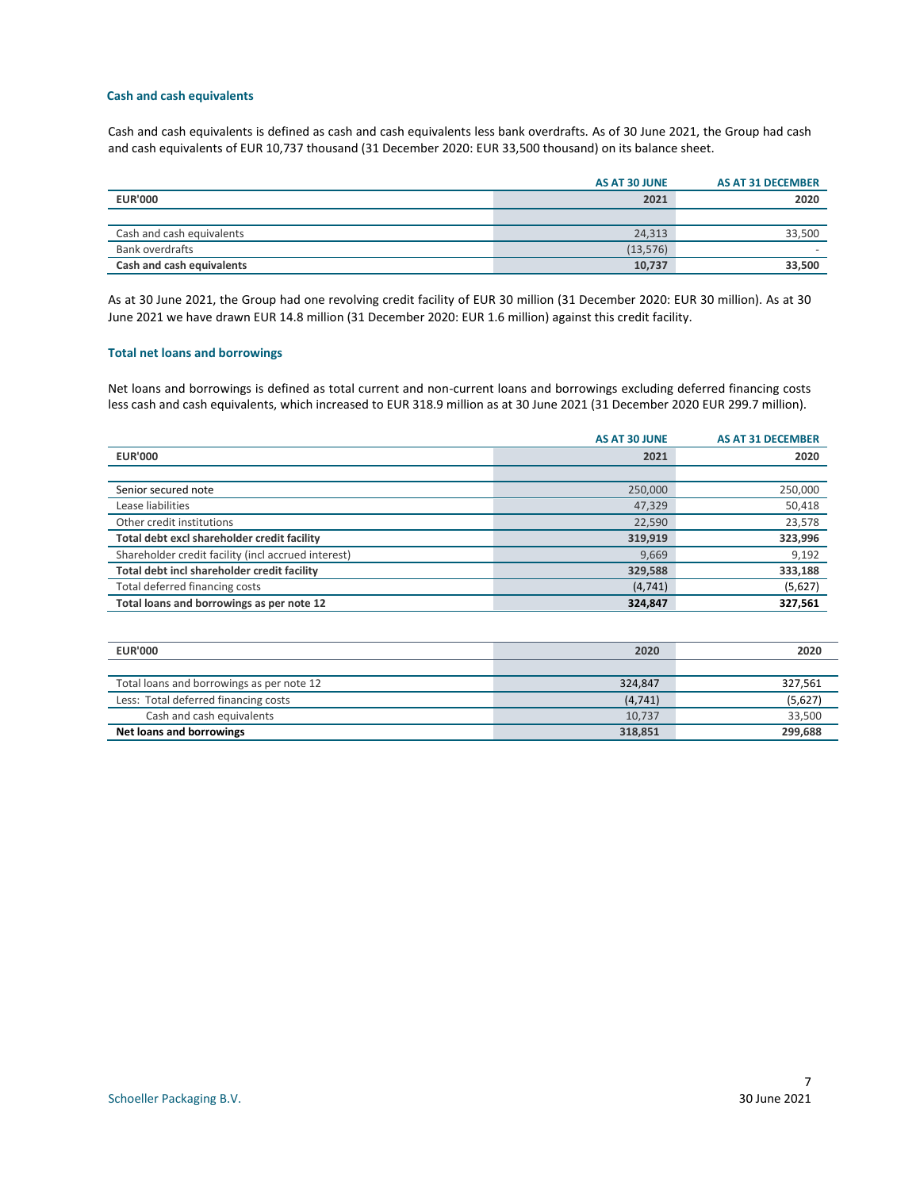### Cash and cash equivalents

Cash and cash equivalents is defined as cash and cash equivalents less bank overdrafts. As of 30 June 2021, the Group had cash and cash equivalents of EUR 10,737 thousand (31 December 2020: EUR 33,500 thousand) on its balance sheet.

| | AS AT 30 JUNE | AS AT 31 DECEMBER |
|---|---|---|
| **EUR'000** | **2021** | **2020** |
| | | |
| Cash and cash equivalents | 24,313 | 33,500 |
| Bank overdrafts | (13,576) | - |
| **Cash and cash equivalents** | **10,737** | **33,500** |

As at 30 June 2021, the Group had one revolving credit facility of EUR 30 million (31 December 2020: EUR 30 million). As at 30 June 2021 we have drawn EUR 14.8 million (31 December 2020: EUR 1.6 million) against this credit facility.

### Total net loans and borrowings

Net loans and borrowings is defined as total current and non-current loans and borrowings excluding deferred financing costs less cash and cash equivalents, which increased to EUR 318.9 million as at 30 June 2021 (31 December 2020 EUR 299.7 million).

| | AS AT 30 JUNE | AS AT 31 DECEMBER |
|---|---|---|
| **EUR'000** | **2021** | **2020** |
| | | |
| Senior secured note | 250,000 | 250,000 |
| Lease liabilities | 47,329 | 50,418 |
| Other credit institutions | 22,590 | 23,578 |
| **Total debt excl shareholder credit facility** | **319,919** | **323,996** |
| Shareholder credit facility (incl accrued interest) | 9,669 | 9,192 |
| **Total debt incl shareholder credit facility** | **329,588** | **333,188** |
| Total deferred financing costs | (4,741) | (5,627) |
| **Total loans and borrowings as per note 12** | **324,847** | **327,561** |

| **EUR'000** | **2020** | **2020** |
|---|---|---|
| | | |
| Total loans and borrowings as per note 12 | 324,847 | 327,561 |
| Less: Total deferred financing costs | (4,741) | (5,627) |
| Cash and cash equivalents | 10,737 | 33,500 |
| **Net loans and borrowings** | **318,851** | **299,688** |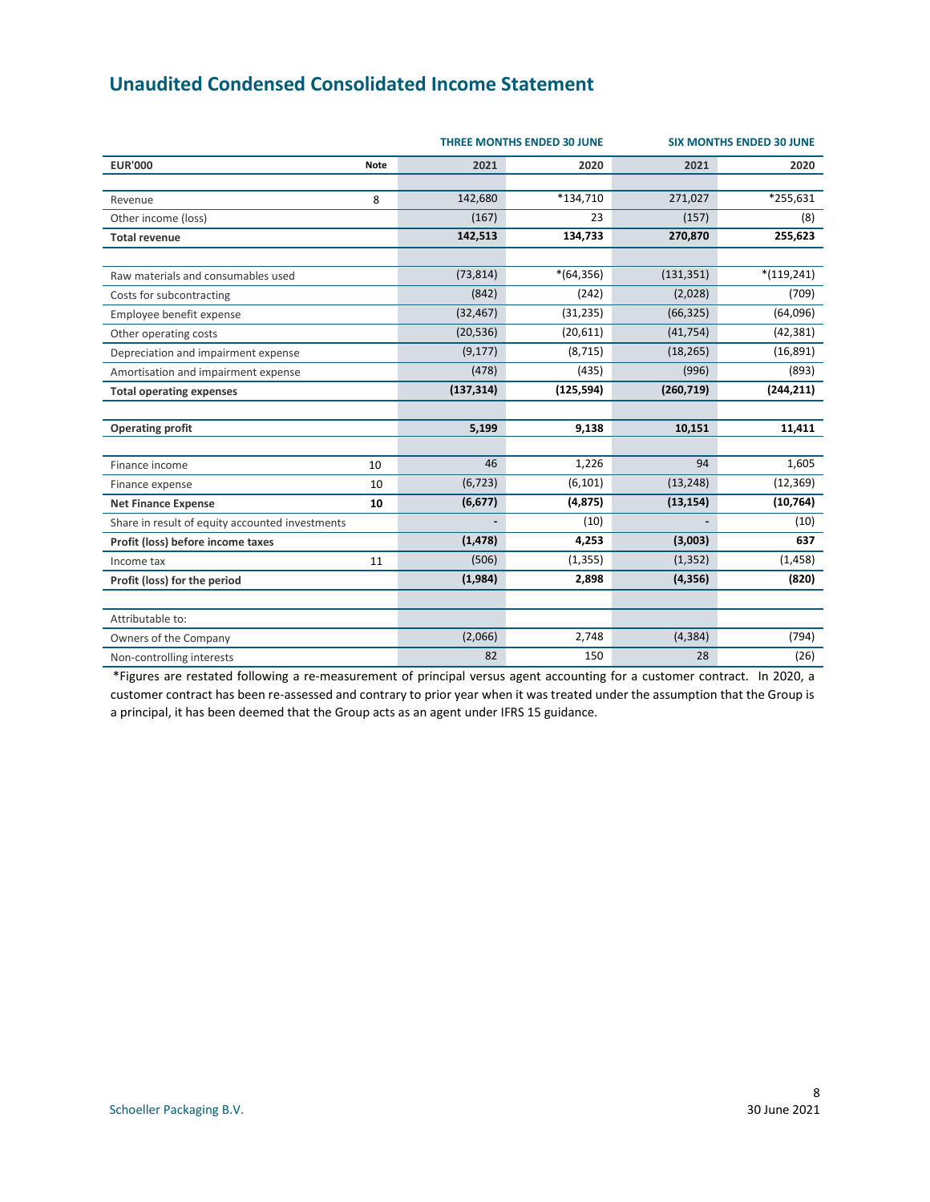## Unaudited Condensed Consolidated Income Statement

| | | THREE MONTHS ENDED 30 JUNE | | SIX MONTHS ENDED 30 JUNE | |
|---|---|---|---|---|---|
| **EUR'000** | **Note** | **2021** | **2020** | **2021** | **2020** |
| Revenue | 8 | 142,680 | *134,710 | 271,027 | *255,631 |
| Other income (loss) | | (167) | 23 | (157) | (8) |
| **Total revenue** | | **142,513** | **134,733** | **270,870** | **255,623** |
| Raw materials and consumables used | | (73,814) | *(64,356) | (131,351) | *(119,241) |
| Costs for subcontracting | | (842) | (242) | (2,028) | (709) |
| Employee benefit expense | | (32,467) | (31,235) | (66,325) | (64,096) |
| Other operating costs | | (20,536) | (20,611) | (41,754) | (42,381) |
| Depreciation and impairment expense | | (9,177) | (8,715) | (18,265) | (16,891) |
| Amortisation and impairment expense | | (478) | (435) | (996) | (893) |
| **Total operating expenses** | | **(137,314)** | **(125,594)** | **(260,719)** | **(244,211)** |
| **Operating profit** | | **5,199** | **9,138** | **10,151** | **11,411** |
| Finance income | 10 | 46 | 1,226 | 94 | 1,605 |
| Finance expense | 10 | (6,723) | (6,101) | (13,248) | (12,369) |
| **Net Finance Expense** | **10** | **(6,677)** | **(4,875)** | **(13,154)** | **(10,764)** |
| Share in result of equity accounted investments | | - | (10) | - | (10) |
| **Profit (loss) before income taxes** | | **(1,478)** | **4,253** | **(3,003)** | **637** |
| Income tax | 11 | (506) | (1,355) | (1,352) | (1,458) |
| **Profit (loss) for the period** | | **(1,984)** | **2,898** | **(4,356)** | **(820)** |
| Attributable to: | | | | | |
| Owners of the Company | | (2,066) | 2,748 | (4,384) | (794) |
| Non-controlling interests | | 82 | 150 | 28 | (26) |

*Figures are restated following a re-measurement of principal versus agent accounting for a customer contract. In 2020, a customer contract has been re-assessed and contrary to prior year when it was treated under the assumption that the Group is a principal, it has been deemed that the Group acts as an agent under IFRS 15 guidance.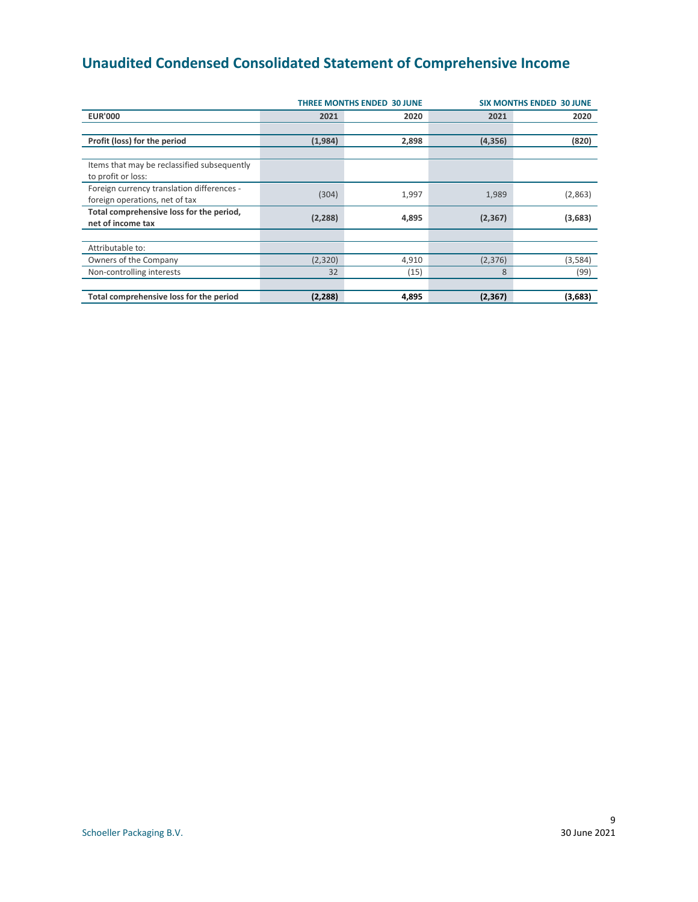# Unaudited Condensed Consolidated Statement of Comprehensive Income

| | THREE MONTHS ENDED 30 JUNE | | SIX MONTHS ENDED 30 JUNE | |
|---|---|---|---|---|
| **EUR'000** | **2021** | **2020** | **2021** | **2020** |
| **Profit (loss) for the period** | **(1,984)** | **2,898** | **(4,356)** | **(820)** |
| Items that may be reclassified subsequently to profit or loss: | | | | |
| Foreign currency translation differences - foreign operations, net of tax | (304) | 1,997 | 1,989 | (2,863) |
| **Total comprehensive loss for the period, net of income tax** | **(2,288)** | **4,895** | **(2,367)** | **(3,683)** |
| Attributable to: | | | | |
| Owners of the Company | (2,320) | 4,910 | (2,376) | (3,584) |
| Non-controlling interests | 32 | (15) | 8 | (99) |
| **Total comprehensive loss for the period** | **(2,288)** | **4,895** | **(2,367)** | **(3,683)** |

Schoeller Packaging B.V.

30 June 2021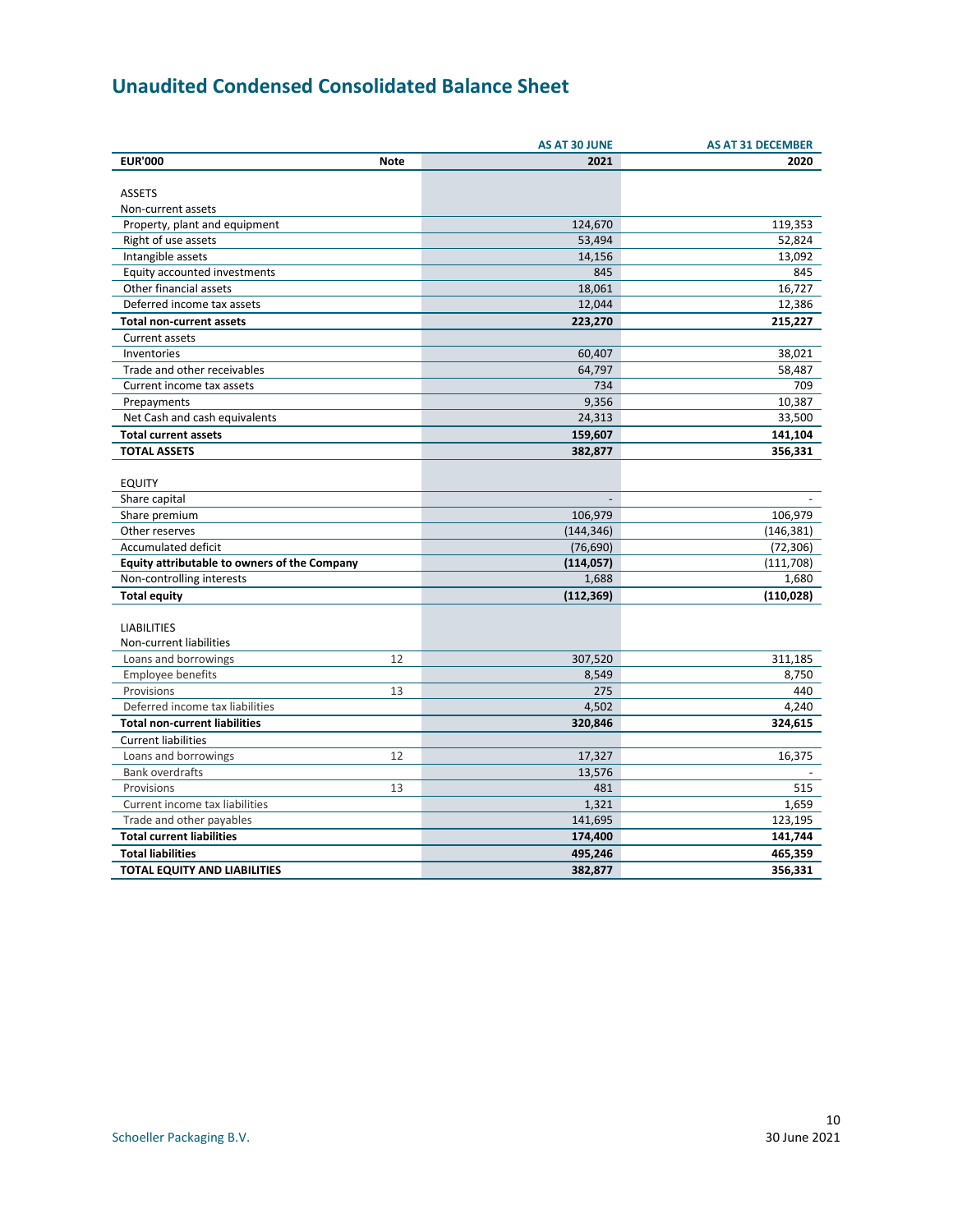# Unaudited Condensed Consolidated Balance Sheet

| EUR'000 | Note | AS AT 30 JUNE 2021 | AS AT 31 DECEMBER 2020 |
|---|---|---|---|
| ASSETS | | | |
| Non-current assets | | | |
| Property, plant and equipment | | 124,670 | 119,353 |
| Right of use assets | | 53,494 | 52,824 |
| Intangible assets | | 14,156 | 13,092 |
| Equity accounted investments | | 845 | 845 |
| Other financial assets | | 18,061 | 16,727 |
| Deferred income tax assets | | 12,044 | 12,386 |
| **Total non-current assets** | | **223,270** | **215,227** |
| Current assets | | | |
| Inventories | | 60,407 | 38,021 |
| Trade and other receivables | | 64,797 | 58,487 |
| Current income tax assets | | 734 | 709 |
| Prepayments | | 9,356 | 10,387 |
| Net Cash and cash equivalents | | 24,313 | 33,500 |
| **Total current assets** | | **159,607** | **141,104** |
| **TOTAL ASSETS** | | **382,877** | **356,331** |
| EQUITY | | | |
| Share capital | | - | - |
| Share premium | | 106,979 | 106,979 |
| Other reserves | | (144,346) | (146,381) |
| Accumulated deficit | | (76,690) | (72,306) |
| **Equity attributable to owners of the Company** | | **(114,057)** | (111,708) |
| Non-controlling interests | | 1,688 | 1,680 |
| **Total equity** | | **(112,369)** | **(110,028)** |
| LIABILITIES | | | |
| Non-current liabilities | | | |
| Loans and borrowings | 12 | 307,520 | 311,185 |
| Employee benefits | | 8,549 | 8,750 |
| Provisions | 13 | 275 | 440 |
| Deferred income tax liabilities | | 4,502 | 4,240 |
| **Total non-current liabilities** | | **320,846** | **324,615** |
| Current liabilities | | | |
| Loans and borrowings | 12 | 17,327 | 16,375 |
| Bank overdrafts | | 13,576 | - |
| Provisions | 13 | 481 | 515 |
| Current income tax liabilities | | 1,321 | 1,659 |
| Trade and other payables | | 141,695 | 123,195 |
| **Total current liabilities** | | **174,400** | **141,744** |
| **Total liabilities** | | **495,246** | **465,359** |
| **TOTAL EQUITY AND LIABILITIES** | | **382,877** | **356,331** |

Schoeller Packaging B.V.

30 June 2021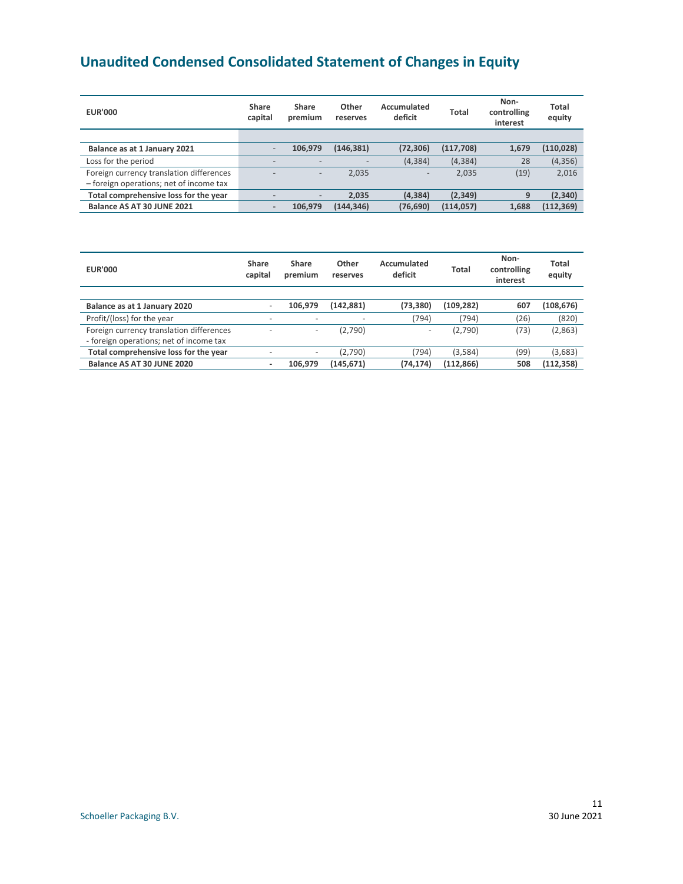# Unaudited Condensed Consolidated Statement of Changes in Equity

| EUR'000 | Share capital | Share premium | Other reserves | Accumulated deficit | Total | Non-controlling interest | Total equity |
|---|---|---|---|---|---|---|---|
| **Balance as at 1 January 2021** | - | **106,979** | **(146,381)** | **(72,306)** | **(117,708)** | **1,679** | **(110,028)** |
| Loss for the period | - | - | - | (4,384) | (4,384) | 28 | (4,356) |
| Foreign currency translation differences – foreign operations; net of income tax | - | - | 2,035 | - | 2,035 | (19) | 2,016 |
| **Total comprehensive loss for the year** | - | - | **2,035** | **(4,384)** | **(2,349)** | **9** | **(2,340)** |
| **Balance AS AT 30 JUNE 2021** | - | **106,979** | **(144,346)** | **(76,690)** | **(114,057)** | **1,688** | **(112,369)** |

| EUR'000 | Share capital | Share premium | Other reserves | Accumulated deficit | Total | Non-controlling interest | Total equity |
|---|---|---|---|---|---|---|---|
| **Balance as at 1 January 2020** | - | **106,979** | **(142,881)** | **(73,380)** | **(109,282)** | **607** | **(108,676)** |
| Profit/(loss) for the year | - | - | - | (794) | (794) | (26) | (820) |
| Foreign currency translation differences - foreign operations; net of income tax | - | - | (2,790) | - | (2,790) | (73) | (2,863) |
| **Total comprehensive loss for the year** | - | - | (2,790) | (794) | (3,584) | (99) | (3,683) |
| **Balance AS AT 30 JUNE 2020** | - | **106,979** | **(145,671)** | **(74,174)** | **(112,866)** | **508** | **(112,358)** |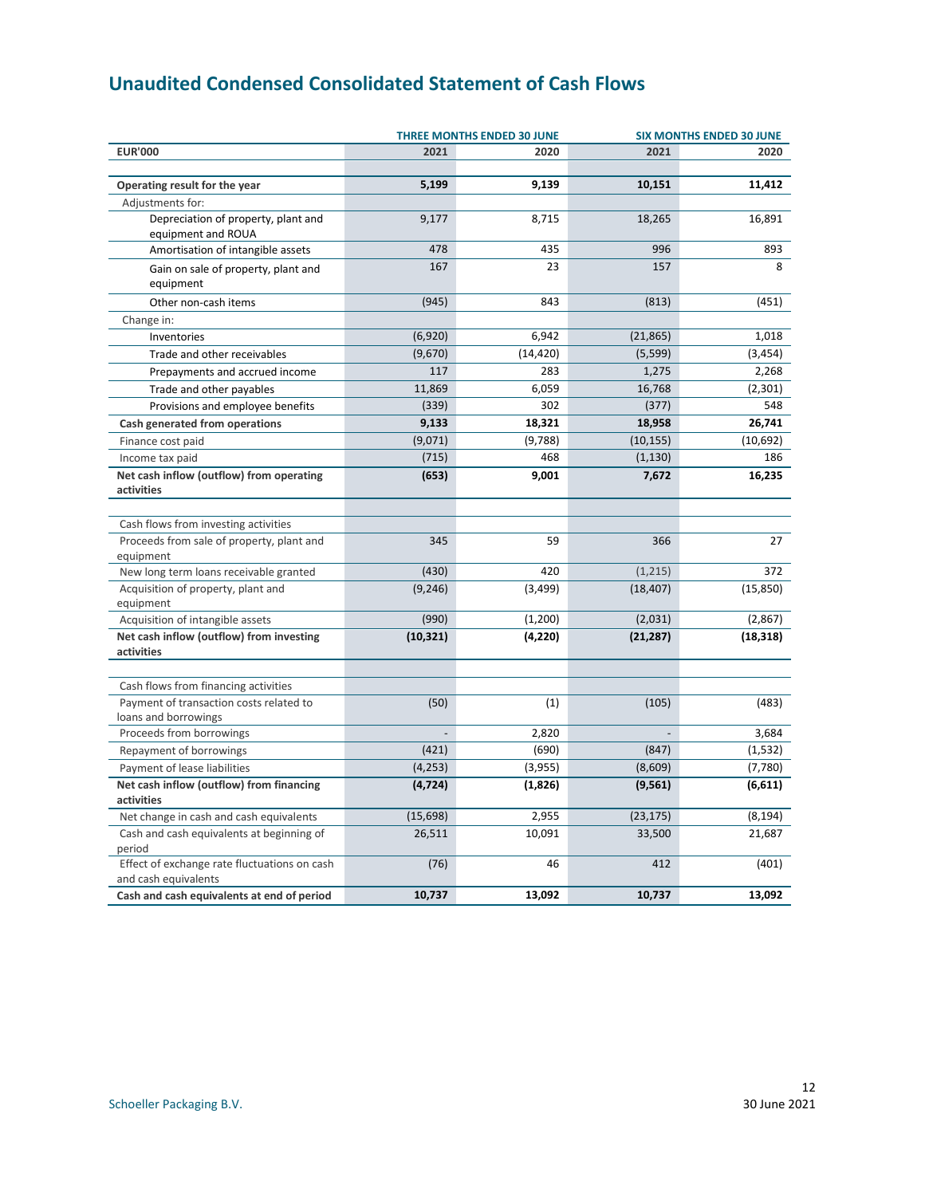# Unaudited Condensed Consolidated Statement of Cash Flows

| | THREE MONTHS ENDED 30 JUNE | | SIX MONTHS ENDED 30 JUNE | |
|---|---|---|---|---|
| **EUR'000** | **2021** | **2020** | **2021** | **2020** |
| | | | | |
| **Operating result for the year** | **5,199** | **9,139** | **10,151** | **11,412** |
| Adjustments for: | | | | |
| Depreciation of property, plant and equipment and ROUA | 9,177 | 8,715 | 18,265 | 16,891 |
| Amortisation of intangible assets | 478 | 435 | 996 | 893 |
| Gain on sale of property, plant and equipment | 167 | 23 | 157 | 8 |
| Other non-cash items | (945) | 843 | (813) | (451) |
| Change in: | | | | |
| Inventories | (6,920) | 6,942 | (21,865) | 1,018 |
| Trade and other receivables | (9,670) | (14,420) | (5,599) | (3,454) |
| Prepayments and accrued income | 117 | 283 | 1,275 | 2,268 |
| Trade and other payables | 11,869 | 6,059 | 16,768 | (2,301) |
| Provisions and employee benefits | (339) | 302 | (377) | 548 |
| **Cash generated from operations** | **9,133** | **18,321** | **18,958** | **26,741** |
| Finance cost paid | (9,071) | (9,788) | (10,155) | (10,692) |
| Income tax paid | (715) | 468 | (1,130) | 186 |
| **Net cash inflow (outflow) from operating activities** | **(653)** | **9,001** | **7,672** | **16,235** |
| | | | | |
| Cash flows from investing activities | | | | |
| Proceeds from sale of property, plant and equipment | 345 | 59 | 366 | 27 |
| New long term loans receivable granted | (430) | 420 | (1,215) | 372 |
| Acquisition of property, plant and equipment | (9,246) | (3,499) | (18,407) | (15,850) |
| Acquisition of intangible assets | (990) | (1,200) | (2,031) | (2,867) |
| **Net cash inflow (outflow) from investing activities** | **(10,321)** | **(4,220)** | **(21,287)** | **(18,318)** |
| | | | | |
| Cash flows from financing activities | | | | |
| Payment of transaction costs related to loans and borrowings | (50) | (1) | (105) | (483) |
| Proceeds from borrowings | - | 2,820 | - | 3,684 |
| Repayment of borrowings | (421) | (690) | (847) | (1,532) |
| Payment of lease liabilities | (4,253) | (3,955) | (8,609) | (7,780) |
| **Net cash inflow (outflow) from financing activities** | **(4,724)** | **(1,826)** | **(9,561)** | **(6,611)** |
| Net change in cash and cash equivalents | (15,698) | 2,955 | (23,175) | (8,194) |
| Cash and cash equivalents at beginning of period | 26,511 | 10,091 | 33,500 | 21,687 |
| Effect of exchange rate fluctuations on cash and cash equivalents | (76) | 46 | 412 | (401) |
| **Cash and cash equivalents at end of period** | **10,737** | **13,092** | **10,737** | **13,092** |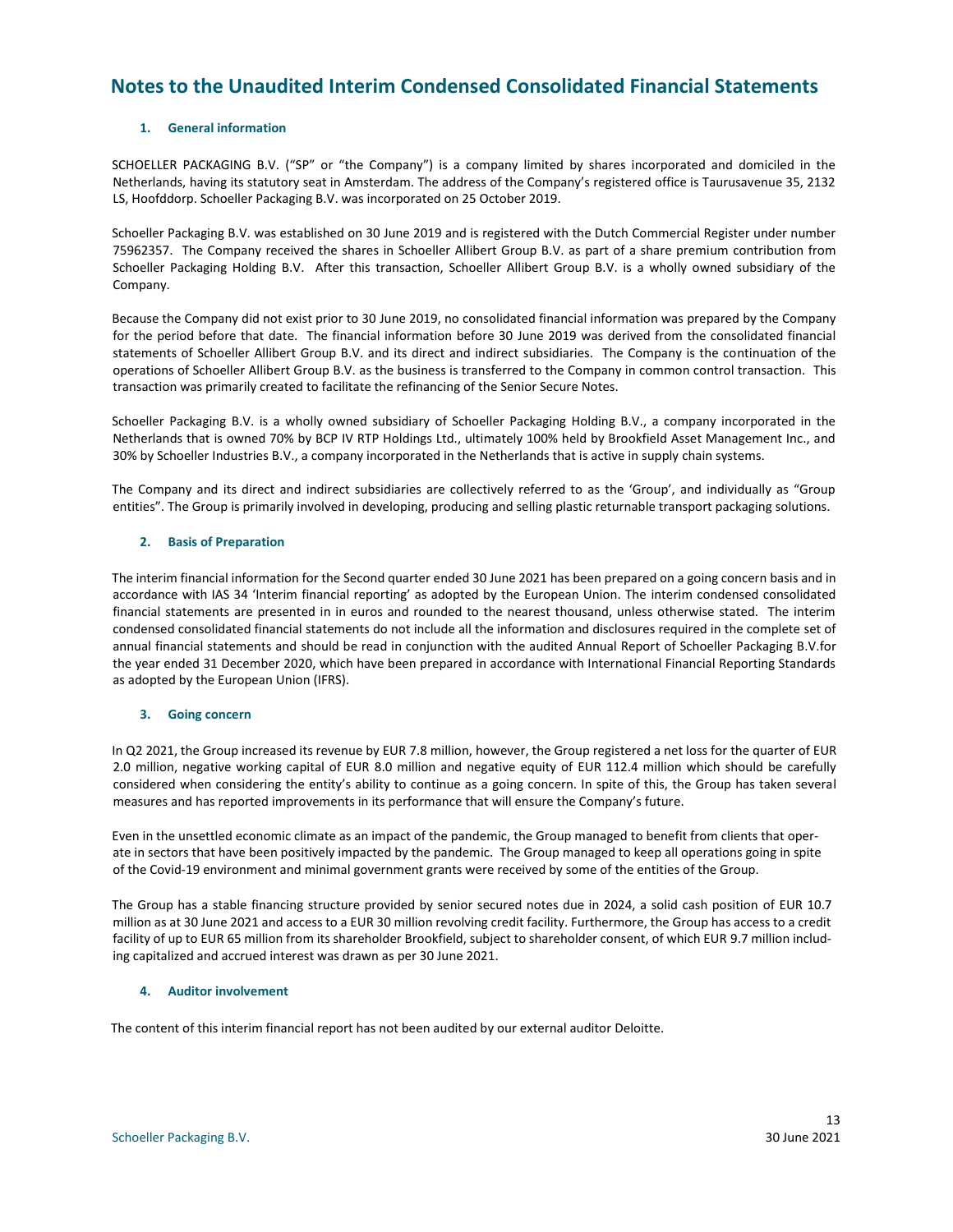# Notes to the Unaudited Interim Condensed Consolidated Financial Statements

## 1. General information

SCHOELLER PACKAGING B.V. ("SP" or "the Company") is a company limited by shares incorporated and domiciled in the Netherlands, having its statutory seat in Amsterdam. The address of the Company's registered office is Taurusavenue 35, 2132 LS, Hoofddorp. Schoeller Packaging B.V. was incorporated on 25 October 2019.

Schoeller Packaging B.V. was established on 30 June 2019 and is registered with the Dutch Commercial Register under number 75962357. The Company received the shares in Schoeller Allibert Group B.V. as part of a share premium contribution from Schoeller Packaging Holding B.V. After this transaction, Schoeller Allibert Group B.V. is a wholly owned subsidiary of the Company.

Because the Company did not exist prior to 30 June 2019, no consolidated financial information was prepared by the Company for the period before that date. The financial information before 30 June 2019 was derived from the consolidated financial statements of Schoeller Allibert Group B.V. and its direct and indirect subsidiaries. The Company is the continuation of the operations of Schoeller Allibert Group B.V. as the business is transferred to the Company in common control transaction. This transaction was primarily created to facilitate the refinancing of the Senior Secure Notes.

Schoeller Packaging B.V. is a wholly owned subsidiary of Schoeller Packaging Holding B.V., a company incorporated in the Netherlands that is owned 70% by BCP IV RTP Holdings Ltd., ultimately 100% held by Brookfield Asset Management Inc., and 30% by Schoeller Industries B.V., a company incorporated in the Netherlands that is active in supply chain systems.

The Company and its direct and indirect subsidiaries are collectively referred to as the 'Group', and individually as "Group entities". The Group is primarily involved in developing, producing and selling plastic returnable transport packaging solutions.

## 2. Basis of Preparation

The interim financial information for the Second quarter ended 30 June 2021 has been prepared on a going concern basis and in accordance with IAS 34 'Interim financial reporting' as adopted by the European Union. The interim condensed consolidated financial statements are presented in in euros and rounded to the nearest thousand, unless otherwise stated. The interim condensed consolidated financial statements do not include all the information and disclosures required in the complete set of annual financial statements and should be read in conjunction with the audited Annual Report of Schoeller Packaging B.V.for the year ended 31 December 2020, which have been prepared in accordance with International Financial Reporting Standards as adopted by the European Union (IFRS).

## 3. Going concern

In Q2 2021, the Group increased its revenue by EUR 7.8 million, however, the Group registered a net loss for the quarter of EUR 2.0 million, negative working capital of EUR 8.0 million and negative equity of EUR 112.4 million which should be carefully considered when considering the entity's ability to continue as a going concern. In spite of this, the Group has taken several measures and has reported improvements in its performance that will ensure the Company's future.

Even in the unsettled economic climate as an impact of the pandemic, the Group managed to benefit from clients that operate in sectors that have been positively impacted by the pandemic. The Group managed to keep all operations going in spite of the Covid-19 environment and minimal government grants were received by some of the entities of the Group.

The Group has a stable financing structure provided by senior secured notes due in 2024, a solid cash position of EUR 10.7 million as at 30 June 2021 and access to a EUR 30 million revolving credit facility. Furthermore, the Group has access to a credit facility of up to EUR 65 million from its shareholder Brookfield, subject to shareholder consent, of which EUR 9.7 million including capitalized and accrued interest was drawn as per 30 June 2021.

## 4. Auditor involvement

The content of this interim financial report has not been audited by our external auditor Deloitte.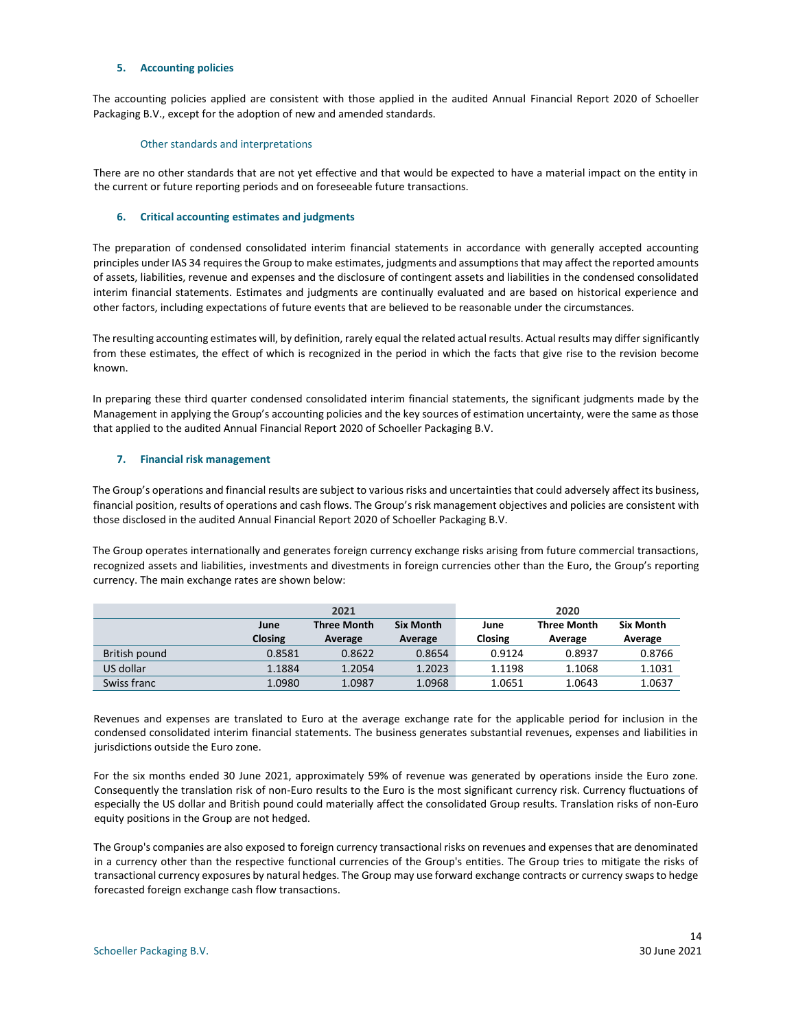### 5. Accounting policies

The accounting policies applied are consistent with those applied in the audited Annual Financial Report 2020 of Schoeller Packaging B.V., except for the adoption of new and amended standards.

#### Other standards and interpretations

There are no other standards that are not yet effective and that would be expected to have a material impact on the entity in the current or future reporting periods and on foreseeable future transactions.

### 6. Critical accounting estimates and judgments

The preparation of condensed consolidated interim financial statements in accordance with generally accepted accounting principles under IAS 34 requires the Group to make estimates, judgments and assumptions that may affect the reported amounts of assets, liabilities, revenue and expenses and the disclosure of contingent assets and liabilities in the condensed consolidated interim financial statements. Estimates and judgments are continually evaluated and are based on historical experience and other factors, including expectations of future events that are believed to be reasonable under the circumstances.

The resulting accounting estimates will, by definition, rarely equal the related actual results. Actual results may differ significantly from these estimates, the effect of which is recognized in the period in which the facts that give rise to the revision become known.

In preparing these third quarter condensed consolidated interim financial statements, the significant judgments made by the Management in applying the Group's accounting policies and the key sources of estimation uncertainty, were the same as those that applied to the audited Annual Financial Report 2020 of Schoeller Packaging B.V.

### 7. Financial risk management

The Group's operations and financial results are subject to various risks and uncertainties that could adversely affect its business, financial position, results of operations and cash flows. The Group's risk management objectives and policies are consistent with those disclosed in the audited Annual Financial Report 2020 of Schoeller Packaging B.V.

The Group operates internationally and generates foreign currency exchange risks arising from future commercial transactions, recognized assets and liabilities, investments and divestments in foreign currencies other than the Euro, the Group's reporting currency. The main exchange rates are shown below:

| | 2021 | | | 2020 | | |
|---|---|---|---|---|---|---|
| | June Closing | Three Month Average | Six Month Average | June Closing | Three Month Average | Six Month Average |
| British pound | 0.8581 | 0.8622 | 0.8654 | 0.9124 | 0.8937 | 0.8766 |
| US dollar | 1.1884 | 1.2054 | 1.2023 | 1.1198 | 1.1068 | 1.1031 |
| Swiss franc | 1.0980 | 1.0987 | 1.0968 | 1.0651 | 1.0643 | 1.0637 |

Revenues and expenses are translated to Euro at the average exchange rate for the applicable period for inclusion in the condensed consolidated interim financial statements. The business generates substantial revenues, expenses and liabilities in jurisdictions outside the Euro zone.

For the six months ended 30 June 2021, approximately 59% of revenue was generated by operations inside the Euro zone. Consequently the translation risk of non-Euro results to the Euro is the most significant currency risk. Currency fluctuations of especially the US dollar and British pound could materially affect the consolidated Group results. Translation risks of non-Euro equity positions in the Group are not hedged.

The Group's companies are also exposed to foreign currency transactional risks on revenues and expenses that are denominated in a currency other than the respective functional currencies of the Group's entities. The Group tries to mitigate the risks of transactional currency exposures by natural hedges. The Group may use forward exchange contracts or currency swaps to hedge forecasted foreign exchange cash flow transactions.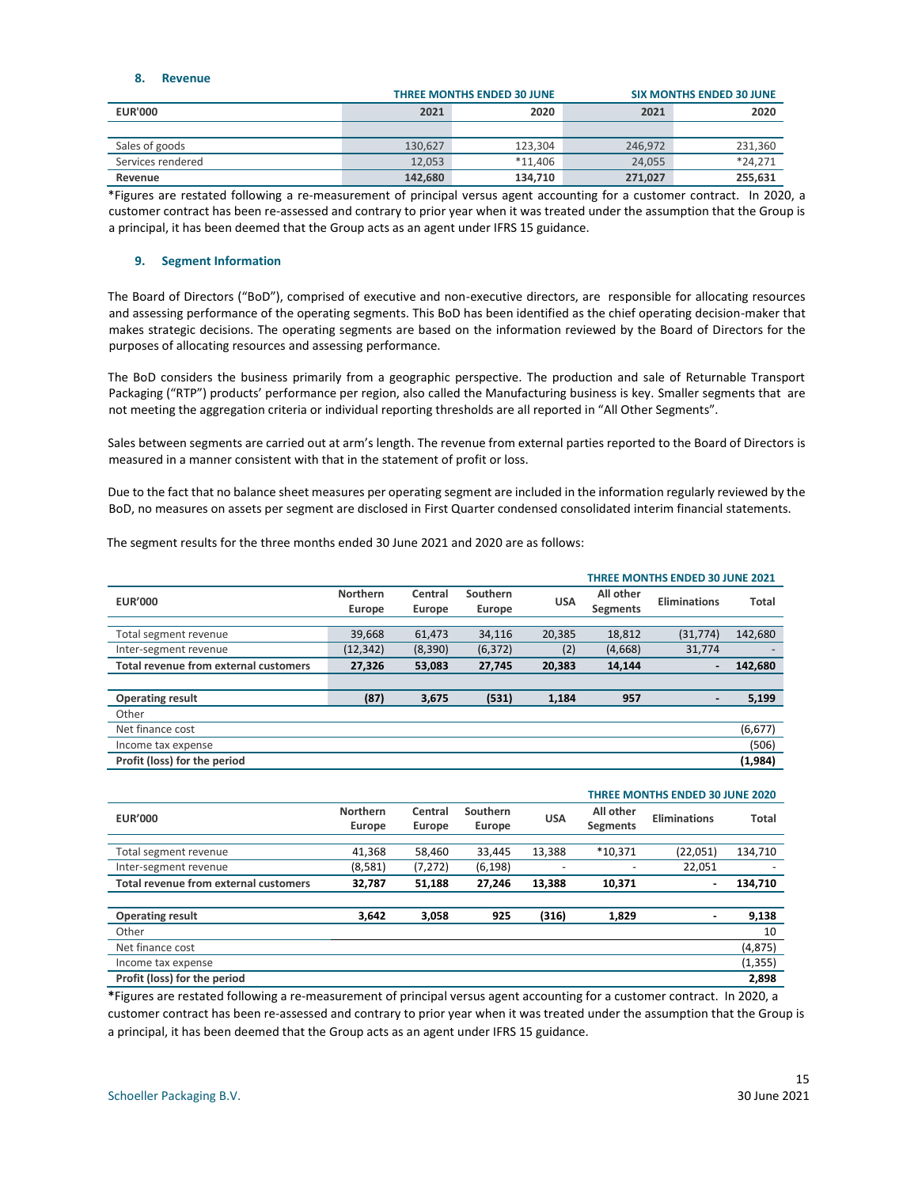## 8. Revenue

| EUR'000 | THREE MONTHS ENDED 30 JUNE | | SIX MONTHS ENDED 30 JUNE | |
|---|---|---|---|---|
| | 2021 | 2020 | 2021 | 2020 |
| Sales of goods | 130,627 | 123,304 | 246,972 | 231,360 |
| Services rendered | 12,053 | *11,406 | 24,055 | *24,271 |
| **Revenue** | **142,680** | **134,710** | **271,027** | **255,631** |

*Figures are restated following a re-measurement of principal versus agent accounting for a customer contract. In 2020, a customer contract has been re-assessed and contrary to prior year when it was treated under the assumption that the Group is a principal, it has been deemed that the Group acts as an agent under IFRS 15 guidance.

## 9. Segment Information

The Board of Directors ("BoD"), comprised of executive and non-executive directors, are responsible for allocating resources and assessing performance of the operating segments. This BoD has been identified as the chief operating decision-maker that makes strategic decisions. The operating segments are based on the information reviewed by the Board of Directors for the purposes of allocating resources and assessing performance.

The BoD considers the business primarily from a geographic perspective. The production and sale of Returnable Transport Packaging ("RTP") products' performance per region, also called the Manufacturing business is key. Smaller segments that are not meeting the aggregation criteria or individual reporting thresholds are all reported in "All Other Segments".

Sales between segments are carried out at arm's length. The revenue from external parties reported to the Board of Directors is measured in a manner consistent with that in the statement of profit or loss.

Due to the fact that no balance sheet measures per operating segment are included in the information regularly reviewed by the BoD, no measures on assets per segment are disclosed in First Quarter condensed consolidated interim financial statements.

The segment results for the three months ended 30 June 2021 and 2020 are as follows:

**THREE MONTHS ENDED 30 JUNE 2021**

| EUR'000 | Northern Europe | Central Europe | Southern Europe | USA | All other Segments | Eliminations | Total |
|---|---|---|---|---|---|---|---|
| Total segment revenue | 39,668 | 61,473 | 34,116 | 20,385 | 18,812 | (31,774) | 142,680 |
| Inter-segment revenue | (12,342) | (8,390) | (6,372) | (2) | (4,668) | 31,774 | - |
| **Total revenue from external customers** | **27,326** | **53,083** | **27,745** | **20,383** | **14,144** | **-** | **142,680** |
| **Operating result** | **(87)** | **3,675** | **(531)** | **1,184** | **957** | **-** | **5,199** |
| Other | | | | | | | |
| Net finance cost | | | | | | | (6,677) |
| Income tax expense | | | | | | | (506) |
| **Profit (loss) for the period** | | | | | | | **(1,984)** |

**THREE MONTHS ENDED 30 JUNE 2020**

| EUR'000 | Northern Europe | Central Europe | Southern Europe | USA | All other Segments | Eliminations | Total |
|---|---|---|---|---|---|---|---|
| Total segment revenue | 41,368 | 58,460 | 33,445 | 13,388 | *10,371 | (22,051) | 134,710 |
| Inter-segment revenue | (8,581) | (7,272) | (6,198) | - | - | 22,051 | - |
| **Total revenue from external customers** | **32,787** | **51,188** | **27,246** | **13,388** | **10,371** | **-** | **134,710** |
| **Operating result** | **3,642** | **3,058** | **925** | **(316)** | **1,829** | **-** | **9,138** |
| Other | | | | | | | 10 |
| Net finance cost | | | | | | | (4,875) |
| Income tax expense | | | | | | | (1,355) |
| **Profit (loss) for the period** | | | | | | | **2,898** |

*Figures are restated following a re-measurement of principal versus agent accounting for a customer contract. In 2020, a customer contract has been re-assessed and contrary to prior year when it was treated under the assumption that the Group is a principal, it has been deemed that the Group acts as an agent under IFRS 15 guidance.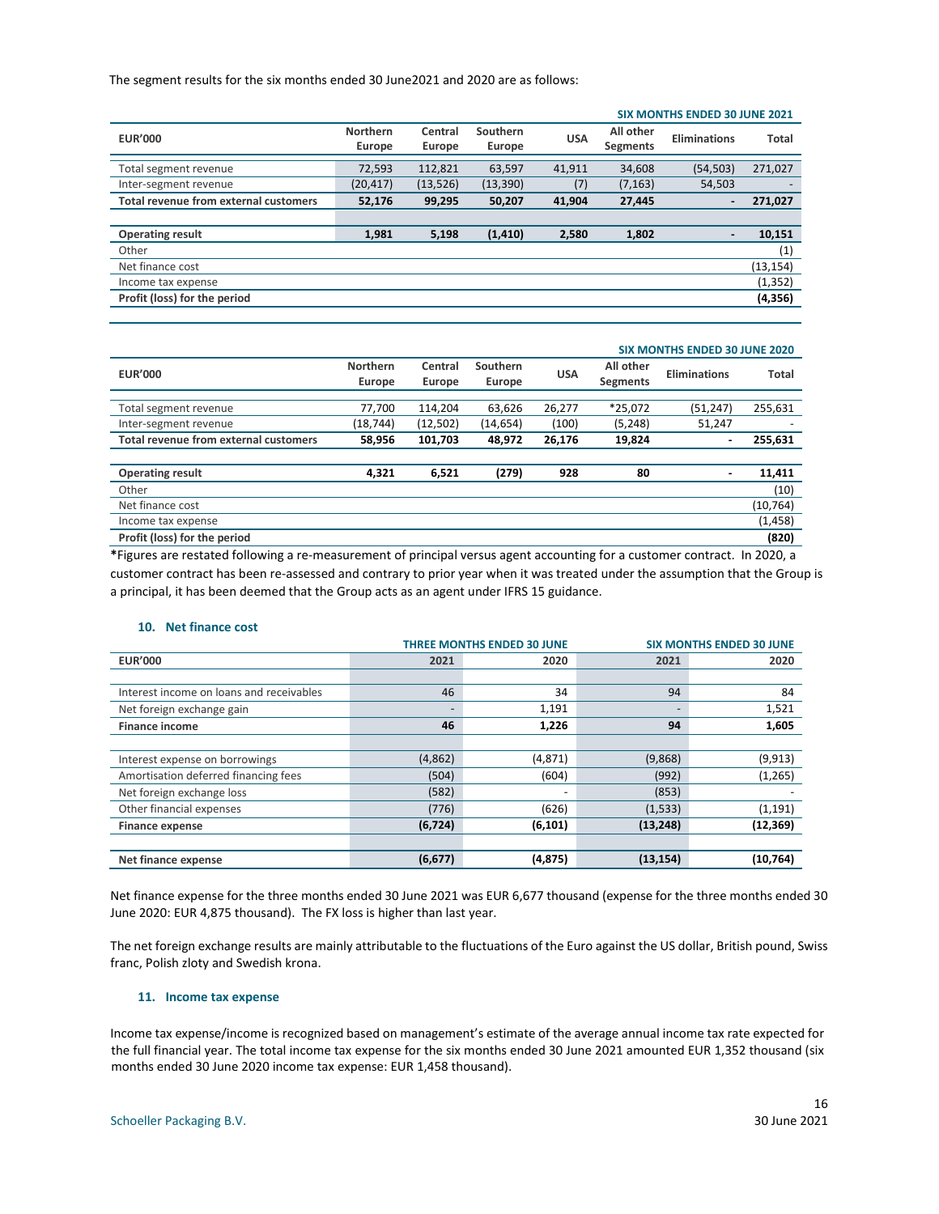The segment results for the six months ended 30 June2021 and 2020 are as follows:

| | | | | | | | SIX MONTHS ENDED 30 JUNE 2021 |
|---|---|---|---|---|---|---|---|
| **EUR'000** | **Northern Europe** | **Central Europe** | **Southern Europe** | **USA** | **All other Segments** | **Eliminations** | **Total** |
| Total segment revenue | 72,593 | 112,821 | 63,597 | 41,911 | 34,608 | (54,503) | 271,027 |
| Inter-segment revenue | (20,417) | (13,526) | (13,390) | (7) | (7,163) | 54,503 | - |
| **Total revenue from external customers** | **52,176** | **99,295** | **50,207** | **41,904** | **27,445** | **-** | **271,027** |
| | | | | | | | |
| **Operating result** | **1,981** | **5,198** | **(1,410)** | **2,580** | **1,802** | **-** | **10,151** |
| Other | | | | | | | (1) |
| Net finance cost | | | | | | | (13,154) |
| Income tax expense | | | | | | | (1,352) |
| **Profit (loss) for the period** | | | | | | | **(4,356)** |

| | | | | | | | SIX MONTHS ENDED 30 JUNE 2020 |
|---|---|---|---|---|---|---|---|
| **EUR'000** | **Northern Europe** | **Central Europe** | **Southern Europe** | **USA** | **All other Segments** | **Eliminations** | **Total** |
| Total segment revenue | 77,700 | 114,204 | 63,626 | 26,277 | *25,072 | (51,247) | 255,631 |
| Inter-segment revenue | (18,744) | (12,502) | (14,654) | (100) | (5,248) | 51,247 | - |
| **Total revenue from external customers** | **58,956** | **101,703** | **48,972** | **26,176** | **19,824** | **-** | **255,631** |
| | | | | | | | |
| **Operating result** | **4,321** | **6,521** | **(279)** | **928** | **80** | **-** | **11,411** |
| Other | | | | | | | (10) |
| Net finance cost | | | | | | | (10,764) |
| Income tax expense | | | | | | | (1,458) |
| **Profit (loss) for the period** | | | | | | | **(820)** |

***Figures are restated following a re-measurement of principal versus agent accounting for a customer contract. In 2020, a customer contract has been re-assessed and contrary to prior year when it was treated under the assumption that the Group is a principal, it has been deemed that the Group acts as an agent under IFRS 15 guidance.

### 10. Net finance cost

| | THREE MONTHS ENDED 30 JUNE | | SIX MONTHS ENDED 30 JUNE | |
|---|---|---|---|---|
| **EUR'000** | **2021** | **2020** | **2021** | **2020** |
| | | | | |
| Interest income on loans and receivables | 46 | 34 | 94 | 84 |
| Net foreign exchange gain | - | 1,191 | - | 1,521 |
| **Finance income** | **46** | **1,226** | **94** | **1,605** |
| | | | | |
| Interest expense on borrowings | (4,862) | (4,871) | (9,868) | (9,913) |
| Amortisation deferred financing fees | (504) | (604) | (992) | (1,265) |
| Net foreign exchange loss | (582) | - | (853) | - |
| Other financial expenses | (776) | (626) | (1,533) | (1,191) |
| **Finance expense** | **(6,724)** | **(6,101)** | **(13,248)** | **(12,369)** |
| | | | | |
| **Net finance expense** | **(6,677)** | **(4,875)** | **(13,154)** | **(10,764)** |

Net finance expense for the three months ended 30 June 2021 was EUR 6,677 thousand (expense for the three months ended 30 June 2020: EUR 4,875 thousand). The FX loss is higher than last year.

The net foreign exchange results are mainly attributable to the fluctuations of the Euro against the US dollar, British pound, Swiss franc, Polish zloty and Swedish krona.

### 11. Income tax expense

Income tax expense/income is recognized based on management's estimate of the average annual income tax rate expected for the full financial year. The total income tax expense for the six months ended 30 June 2021 amounted EUR 1,352 thousand (six months ended 30 June 2020 income tax expense: EUR 1,458 thousand).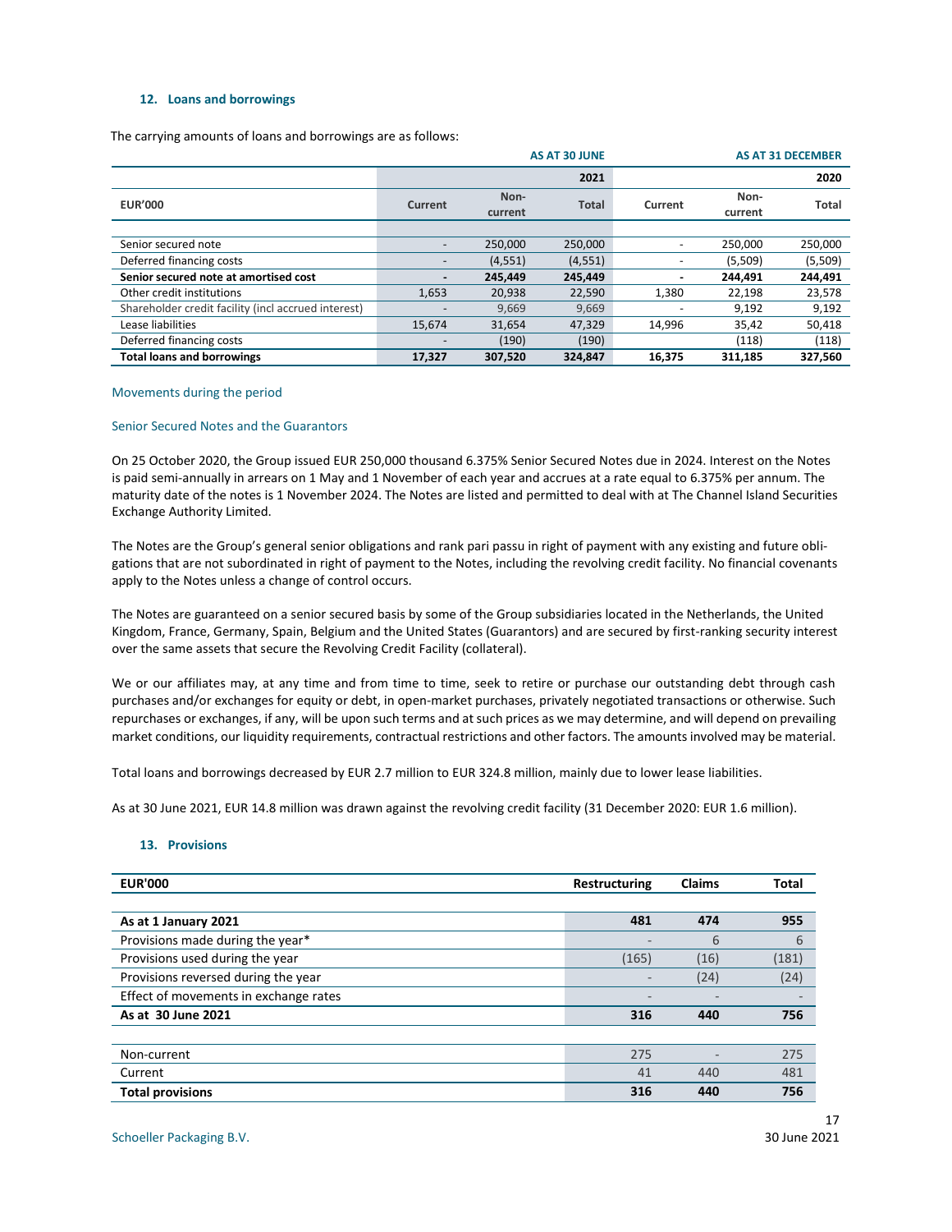## 12. Loans and borrowings

The carrying amounts of loans and borrowings are as follows:

| | AS AT 30 JUNE | | | AS AT 31 DECEMBER | | |
|---|---|---|---|---|---|---|
| | | | 2021 | | | 2020 |
| **EUR'000** | **Current** | **Non-current** | **Total** | **Current** | **Non-current** | **Total** |
| Senior secured note | - | 250,000 | 250,000 | - | 250,000 | 250,000 |
| Deferred financing costs | - | (4,551) | (4,551) | - | (5,509) | (5,509) |
| **Senior secured note at amortised cost** | **-** | **245,449** | **245,449** | **-** | **244,491** | **244,491** |
| Other credit institutions | 1,653 | 20,938 | 22,590 | 1,380 | 22,198 | 23,578 |
| Shareholder credit facility (incl accrued interest) | - | 9,669 | 9,669 | - | 9,192 | 9,192 |
| Lease liabilities | 15,674 | 31,654 | 47,329 | 14,996 | 35,42 | 50,418 |
| Deferred financing costs | - | (190) | (190) | | (118) | (118) |
| **Total loans and borrowings** | **17,327** | **307,520** | **324,847** | **16,375** | **311,185** | **327,560** |

Movements during the period

Senior Secured Notes and the Guarantors

On 25 October 2020, the Group issued EUR 250,000 thousand 6.375% Senior Secured Notes due in 2024. Interest on the Notes is paid semi-annually in arrears on 1 May and 1 November of each year and accrues at a rate equal to 6.375% per annum. The maturity date of the notes is 1 November 2024. The Notes are listed and permitted to deal with at The Channel Island Securities Exchange Authority Limited.

The Notes are the Group's general senior obligations and rank pari passu in right of payment with any existing and future obligations that are not subordinated in right of payment to the Notes, including the revolving credit facility. No financial covenants apply to the Notes unless a change of control occurs.

The Notes are guaranteed on a senior secured basis by some of the Group subsidiaries located in the Netherlands, the United Kingdom, France, Germany, Spain, Belgium and the United States (Guarantors) and are secured by first-ranking security interest over the same assets that secure the Revolving Credit Facility (collateral).

We or our affiliates may, at any time and from time to time, seek to retire or purchase our outstanding debt through cash purchases and/or exchanges for equity or debt, in open-market purchases, privately negotiated transactions or otherwise. Such repurchases or exchanges, if any, will be upon such terms and at such prices as we may determine, and will depend on prevailing market conditions, our liquidity requirements, contractual restrictions and other factors. The amounts involved may be material.

Total loans and borrowings decreased by EUR 2.7 million to EUR 324.8 million, mainly due to lower lease liabilities.

As at 30 June 2021, EUR 14.8 million was drawn against the revolving credit facility (31 December 2020: EUR 1.6 million).

## 13. Provisions

| **EUR'000** | **Restructuring** | **Claims** | **Total** |
|---|---|---|---|
| **As at 1 January 2021** | **481** | **474** | **955** |
| Provisions made during the year* | - | 6 | 6 |
| Provisions used during the year | (165) | (16) | (181) |
| Provisions reversed during the year | - | (24) | (24) |
| Effect of movements in exchange rates | - | - | - |
| **As at 30 June 2021** | **316** | **440** | **756** |
| | | | |
| Non-current | 275 | - | 275 |
| Current | 41 | 440 | 481 |
| **Total provisions** | **316** | **440** | **756** |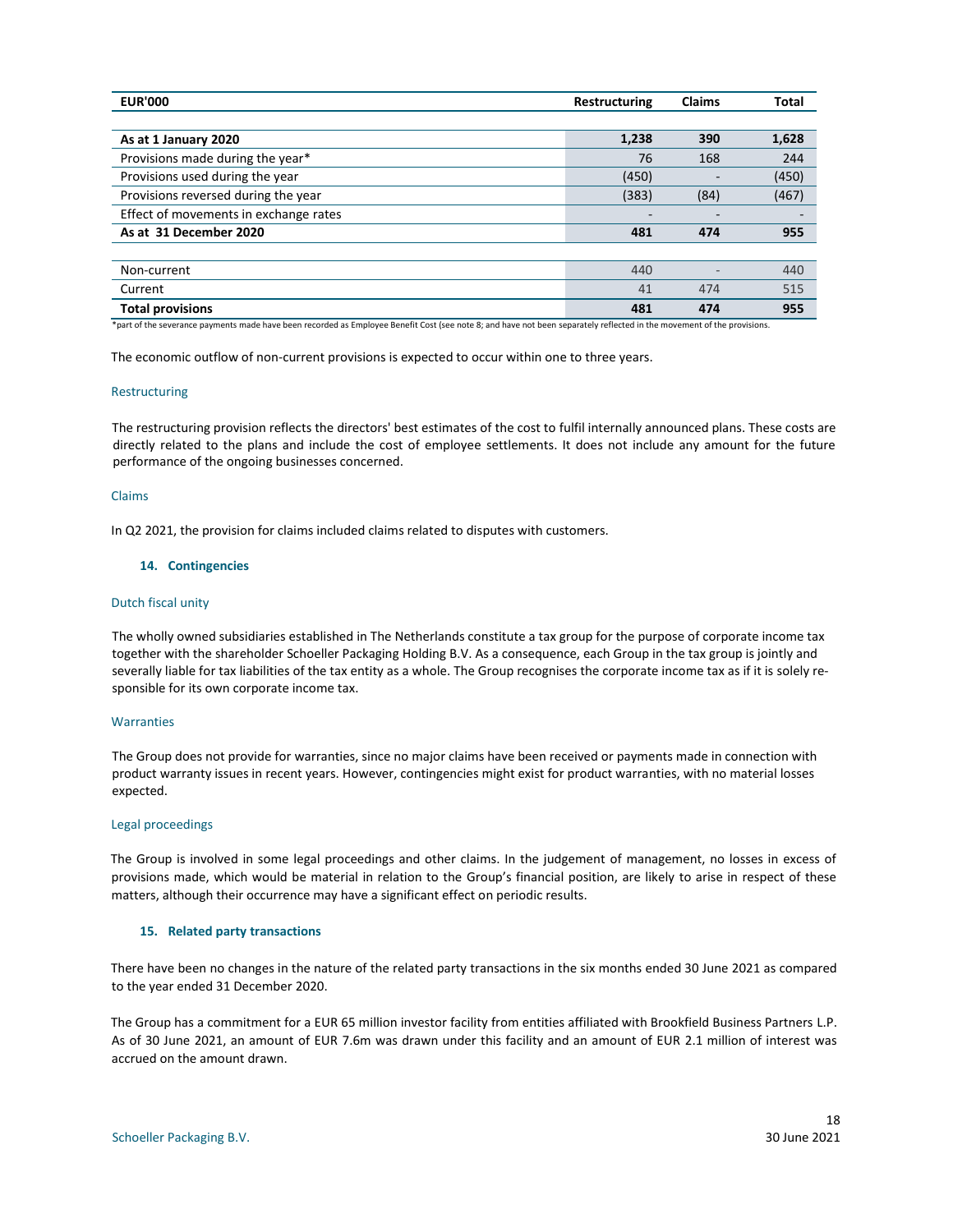| EUR'000 | Restructuring | Claims | Total |
|---|---|---|---|
| **As at 1 January 2020** | **1,238** | **390** | **1,628** |
| Provisions made during the year* | 76 | 168 | 244 |
| Provisions used during the year | (450) | - | (450) |
| Provisions reversed during the year | (383) | (84) | (467) |
| Effect of movements in exchange rates | - | - | - |
| **As at 31 December 2020** | **481** | **474** | **955** |
| | | | |
| Non-current | 440 | - | 440 |
| Current | 41 | 474 | 515 |
| **Total provisions** | **481** | **474** | **955** |

*part of the severance payments made have been recorded as Employee Benefit Cost (see note 8; and have not been separately reflected in the movement of the provisions.

The economic outflow of non-current provisions is expected to occur within one to three years.

### Restructuring

The restructuring provision reflects the directors' best estimates of the cost to fulfil internally announced plans. These costs are directly related to the plans and include the cost of employee settlements. It does not include any amount for the future performance of the ongoing businesses concerned.

### Claims

In Q2 2021, the provision for claims included claims related to disputes with customers.

## 14. Contingencies

### Dutch fiscal unity

The wholly owned subsidiaries established in The Netherlands constitute a tax group for the purpose of corporate income tax together with the shareholder Schoeller Packaging Holding B.V. As a consequence, each Group in the tax group is jointly and severally liable for tax liabilities of the tax entity as a whole. The Group recognises the corporate income tax as if it is solely responsible for its own corporate income tax.

### Warranties

The Group does not provide for warranties, since no major claims have been received or payments made in connection with product warranty issues in recent years. However, contingencies might exist for product warranties, with no material losses expected.

### Legal proceedings

The Group is involved in some legal proceedings and other claims. In the judgement of management, no losses in excess of provisions made, which would be material in relation to the Group's financial position, are likely to arise in respect of these matters, although their occurrence may have a significant effect on periodic results.

## 15. Related party transactions

There have been no changes in the nature of the related party transactions in the six months ended 30 June 2021 as compared to the year ended 31 December 2020.

The Group has a commitment for a EUR 65 million investor facility from entities affiliated with Brookfield Business Partners L.P. As of 30 June 2021, an amount of EUR 7.6m was drawn under this facility and an amount of EUR 2.1 million of interest was accrued on the amount drawn.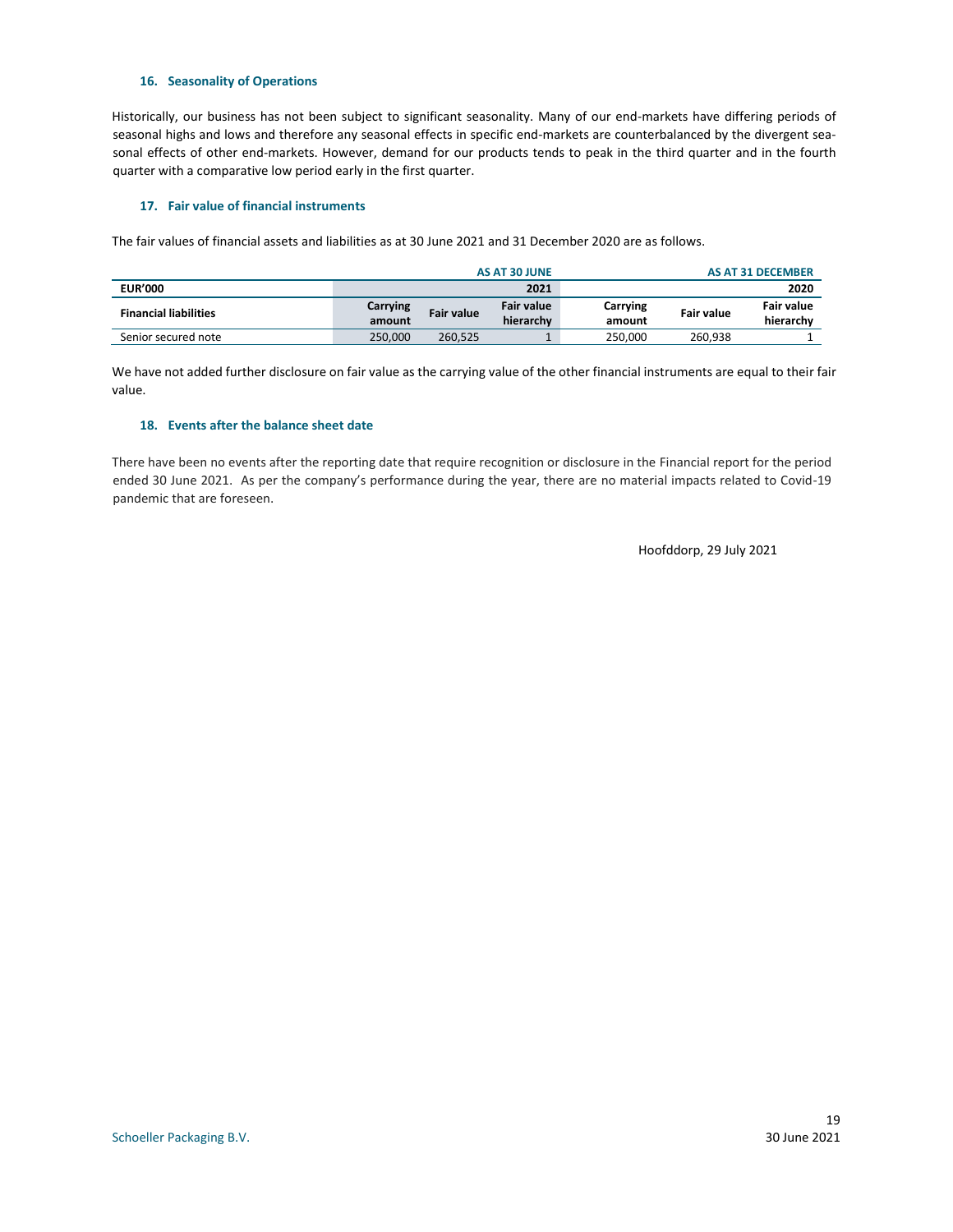### 16. Seasonality of Operations

Historically, our business has not been subject to significant seasonality. Many of our end-markets have differing periods of seasonal highs and lows and therefore any seasonal effects in specific end-markets are counterbalanced by the divergent seasonal effects of other end-markets. However, demand for our products tends to peak in the third quarter and in the fourth quarter with a comparative low period early in the first quarter.

### 17. Fair value of financial instruments

The fair values of financial assets and liabilities as at 30 June 2021 and 31 December 2020 are as follows.

| | | | AS AT 30 JUNE | | | AS AT 31 DECEMBER |
|---|---|---|---|---|---|---|
| **EUR'000** | | | **2021** | | | **2020** |
| **Financial liabilities** | **Carrying amount** | **Fair value** | **Fair value hierarchy** | **Carrying amount** | **Fair value** | **Fair value hierarchy** |
| Senior secured note | 250,000 | 260,525 | 1 | 250,000 | 260,938 | 1 |

We have not added further disclosure on fair value as the carrying value of the other financial instruments are equal to their fair value.

### 18. Events after the balance sheet date

There have been no events after the reporting date that require recognition or disclosure in the Financial report for the period ended 30 June 2021. As per the company's performance during the year, there are no material impacts related to Covid-19 pandemic that are foreseen.

Hoofddorp, 29 July 2021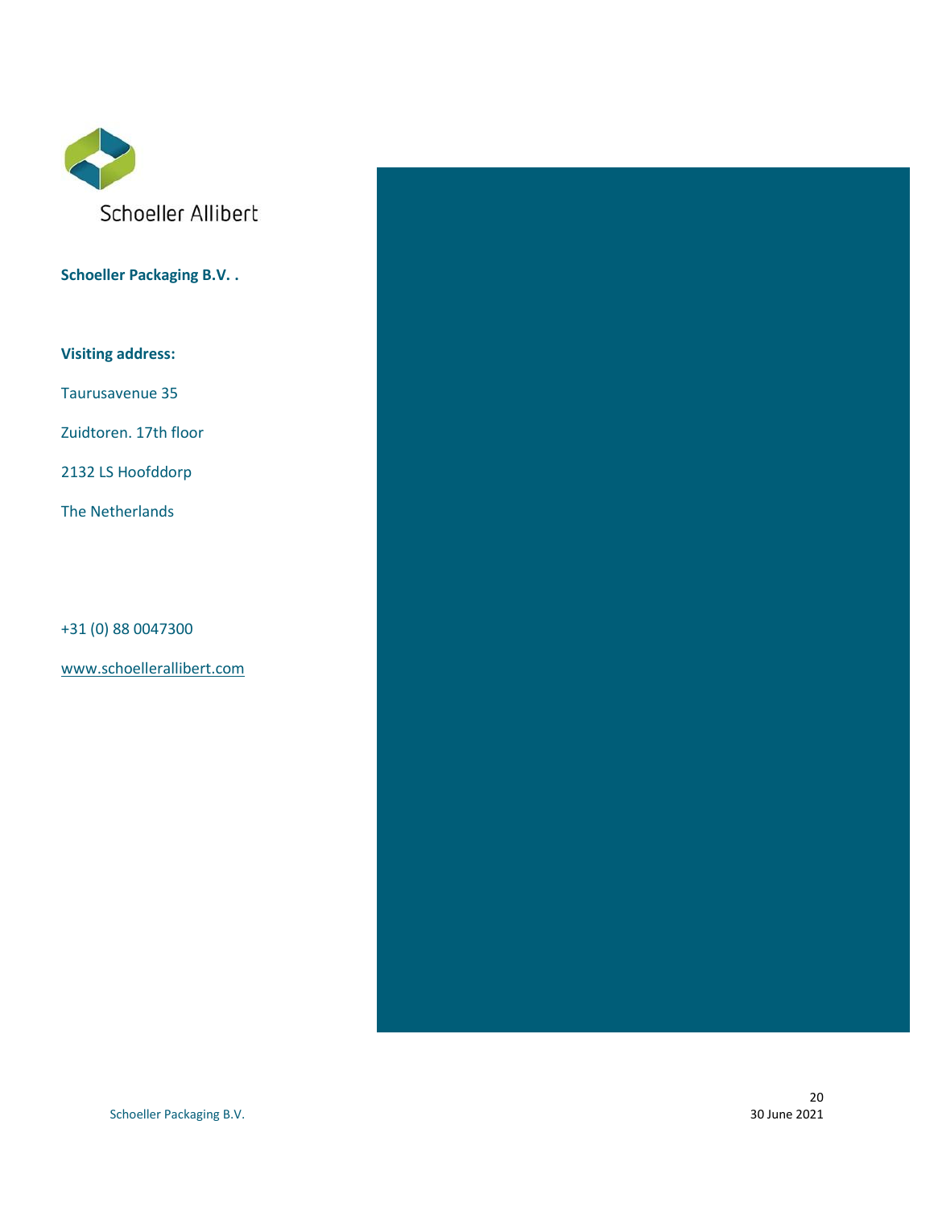Schoeller Allibert

**Schoeller Packaging B.V. .**

**Visiting address:**

Taurusavenue 35

Zuidtoren. 17th floor

2132 LS Hoofddorp

The Netherlands

+31 (0) 88 0047300

www.schoellerallibert.com